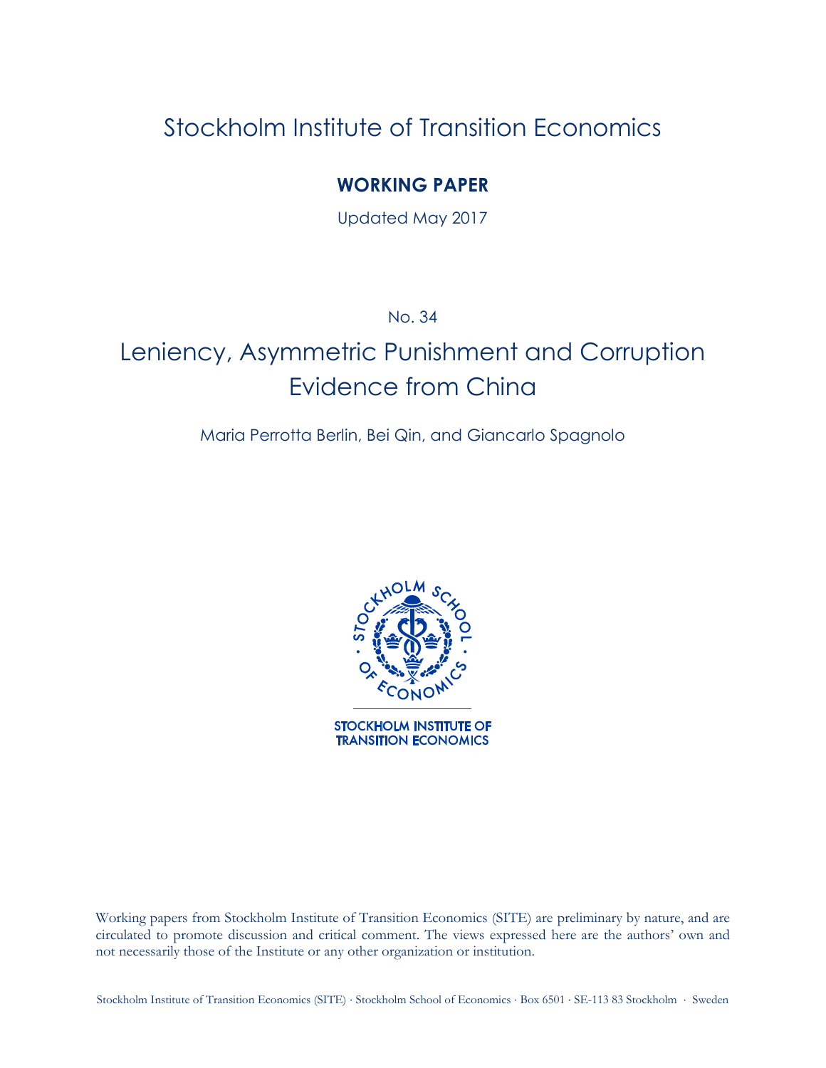# Stockholm Institute of Transition Economics

## WORKING PAPER

Updated May 2017

No. 34

# Leniency, Asymmetric Punishment and Corruption Evidence from China

Maria Perrotta Berlin, Bei Qin, and Giancarlo Spagnolo

STOCKHOLM INSTITUTE OF TRANSITION ECONOMICS

Working papers from Stockholm Institute of Transition Economics (SITE) are preliminary by nature, and are circulated to promote discussion and critical comment. The views expressed here are the authors' own and not necessarily those of the Institute or any other organization or institution.

Stockholm Institute of Transition Economics (SITE) · Stockholm School of Economics · Box 6501 · SE-113 83 Stockholm · Sweden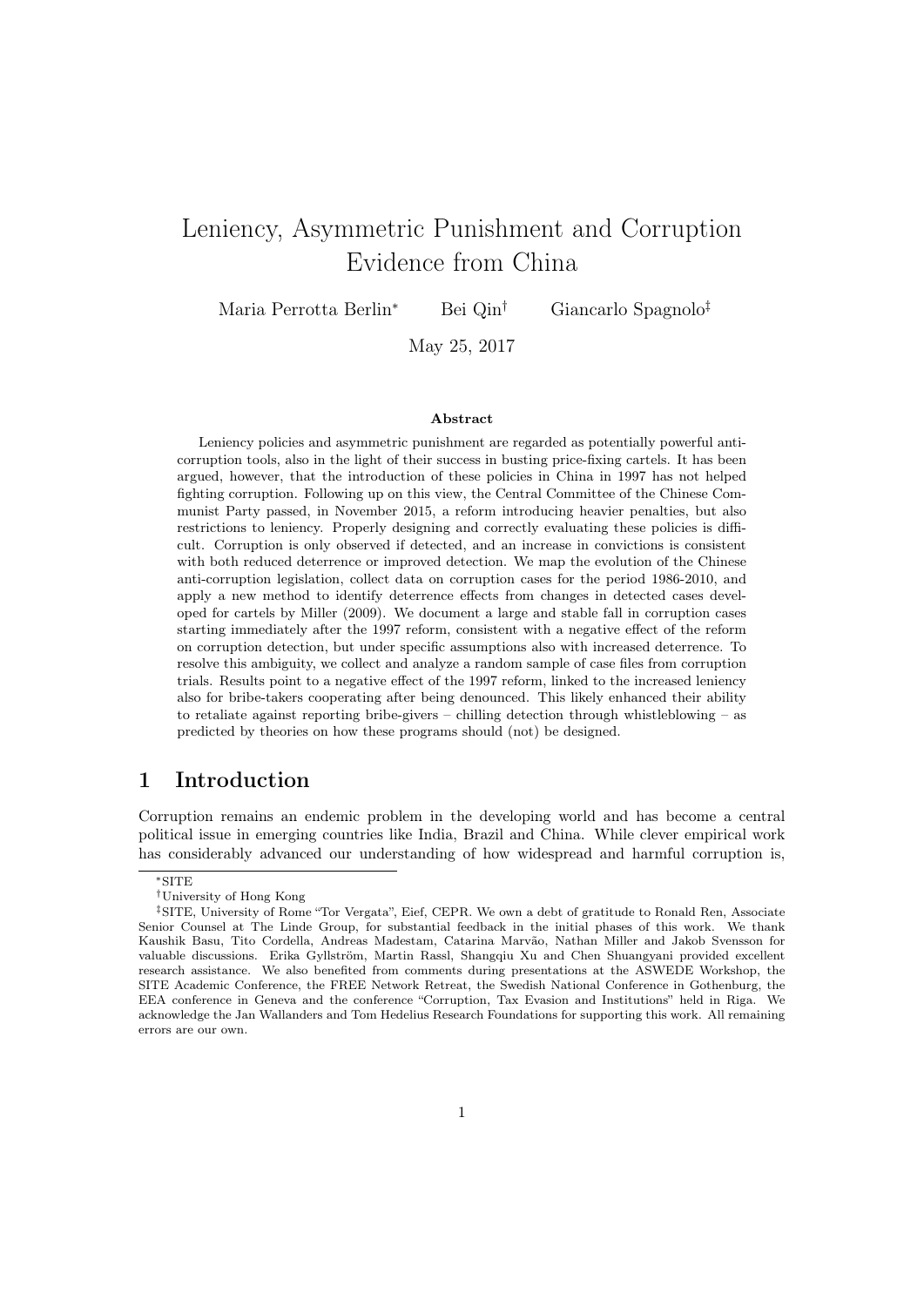# Leniency, Asymmetric Punishment and Corruption Evidence from China

Maria Perrotta Berlin[*] Bei Qin[†] Giancarlo Spagnolo[‡]

May 25, 2017

### Abstract

Leniency policies and asymmetric punishment are regarded as potentially powerful anti-corruption tools, also in the light of their success in busting price-fixing cartels. It has been argued, however, that the introduction of these policies in China in 1997 has not helped fighting corruption. Following up on this view, the Central Committee of the Chinese Communist Party passed, in November 2015, a reform introducing heavier penalties, but also restrictions to leniency. Properly designing and correctly evaluating these policies is difficult. Corruption is only observed if detected, and an increase in convictions is consistent with both reduced deterrence or improved detection. We map the evolution of the Chinese anti-corruption legislation, collect data on corruption cases for the period 1986-2010, and apply a new method to identify deterrence effects from changes in detected cases developed for cartels by Miller (2009). We document a large and stable fall in corruption cases starting immediately after the 1997 reform, consistent with a negative effect of the reform on corruption detection, but under specific assumptions also with increased deterrence. To resolve this ambiguity, we collect and analyze a random sample of case files from corruption trials. Results point to a negative effect of the 1997 reform, linked to the increased leniency also for bribe-takers cooperating after being denounced. This likely enhanced their ability to retaliate against reporting bribe-givers – chilling detection through whistleblowing – as predicted by theories on how these programs should (not) be designed.

## 1 Introduction

Corruption remains an endemic problem in the developing world and has become a central political issue in emerging countries like India, Brazil and China. While clever empirical work has considerably advanced our understanding of how widespread and harmful corruption is,

---

[*] SITE

[†] University of Hong Kong

[‡] SITE, University of Rome "Tor Vergata", Eief, CEPR. We own a debt of gratitude to Ronald Ren, Associate Senior Counsel at The Linde Group, for substantial feedback in the initial phases of this work. We thank Kaushik Basu, Tito Cordella, Andreas Madestam, Catarina Marvão, Nathan Miller and Jakob Svensson for valuable discussions. Erika Gyllström, Martin Rassl, Shangqiu Xu and Chen Shuangyani provided excellent research assistance. We also benefited from comments during presentations at the ASWEDE Workshop, the SITE Academic Conference, the FREE Network Retreat, the Swedish National Conference in Gothenburg, the EEA conference in Geneva and the conference "Corruption, Tax Evasion and Institutions" held in Riga. We acknowledge the Jan Wallanders and Tom Hedelius Research Foundations for supporting this work. All remaining errors are our own.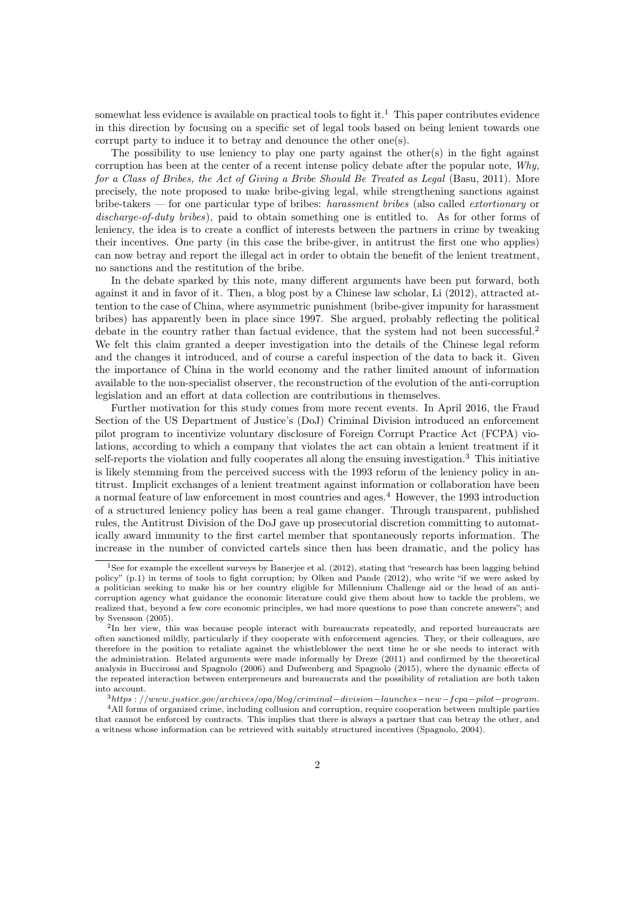somewhat less evidence is available on practical tools to fight it.[1] This paper contributes evidence in this direction by focusing on a specific set of legal tools based on being lenient towards one corrupt party to induce it to betray and denounce the other one(s).

The possibility to use leniency to play one party against the other(s) in the fight against corruption has been at the center of a recent intense policy debate after the popular note, *Why, for a Class of Bribes, the Act of Giving a Bribe Should Be Treated as Legal* (Basu, 2011). More precisely, the note proposed to make bribe-giving legal, while strengthening sanctions against bribe-takers — for one particular type of bribes: *harassment bribes* (also called *extortionary* or *discharge-of-duty bribes*), paid to obtain something one is entitled to. As for other forms of leniency, the idea is to create a conflict of interests between the partners in crime by tweaking their incentives. One party (in this case the bribe-giver, in antitrust the first one who applies) can now betray and report the illegal act in order to obtain the benefit of the lenient treatment, no sanctions and the restitution of the bribe.

In the debate sparked by this note, many different arguments have been put forward, both against it and in favor of it. Then, a blog post by a Chinese law scholar, Li (2012), attracted attention to the case of China, where asymmetric punishment (bribe-giver impunity for harassment bribes) has apparently been in place since 1997. She argued, probably reflecting the political debate in the country rather than factual evidence, that the system had not been successful.[2] We felt this claim granted a deeper investigation into the details of the Chinese legal reform and the changes it introduced, and of course a careful inspection of the data to back it. Given the importance of China in the world economy and the rather limited amount of information available to the non-specialist observer, the reconstruction of the evolution of the anti-corruption legislation and an effort at data collection are contributions in themselves.

Further motivation for this study comes from more recent events. In April 2016, the Fraud Section of the US Department of Justice's (DoJ) Criminal Division introduced an enforcement pilot program to incentivize voluntary disclosure of Foreign Corrupt Practice Act (FCPA) violations, according to which a company that violates the act can obtain a lenient treatment if it self-reports the violation and fully cooperates all along the ensuing investigation.[3] This initiative is likely stemming from the perceived success with the 1993 reform of the leniency policy in antitrust. Implicit exchanges of a lenient treatment against information or collaboration have been a normal feature of law enforcement in most countries and ages.[4] However, the 1993 introduction of a structured leniency policy has been a real game changer. Through transparent, published rules, the Antitrust Division of the DoJ gave up prosecutorial discretion committing to automatically award immunity to the first cartel member that spontaneously reports information. The increase in the number of convicted cartels since then has been dramatic, and the policy has

---

[1] See for example the excellent surveys by Banerjee et al. (2012), stating that "research has been lagging behind policy" (p.1) in terms of tools to fight corruption; by Olken and Pande (2012), who write "if we were asked by a politician seeking to make his or her country eligible for Millennium Challenge aid or the head of an anti-corruption agency what guidance the economic literature could give them about how to tackle the problem, we realized that, beyond a few core economic principles, we had more questions to pose than concrete answers"; and by Svensson (2005).

[2] In her view, this was because people interact with bureaucrats repeatedly, and reported bureaucrats are often sanctioned mildly, particularly if they cooperate with enforcement agencies. They, or their colleagues, are therefore in the position to retaliate against the whistleblower the next time he or she needs to interact with the administration. Related arguments were made informally by Dreze (2011) and confirmed by the theoretical analysis in Buccirossi and Spagnolo (2006) and Dufwenberg and Spagnolo (2015), where the dynamic effects of the repeated interaction between enterpreneurs and bureaucrats and the possibility of retaliation are both taken into account.

[3] https://www.justice.gov/archives/opa/blog/criminal-division-launches-new-fcpa-pilot-program.

[4] All forms of organized crime, including collusion and corruption, require cooperation between multiple parties that cannot be enforced by contracts. This implies that there is always a partner that can betray the other, and a witness whose information can be retrieved with suitably structured incentives (Spagnolo, 2004).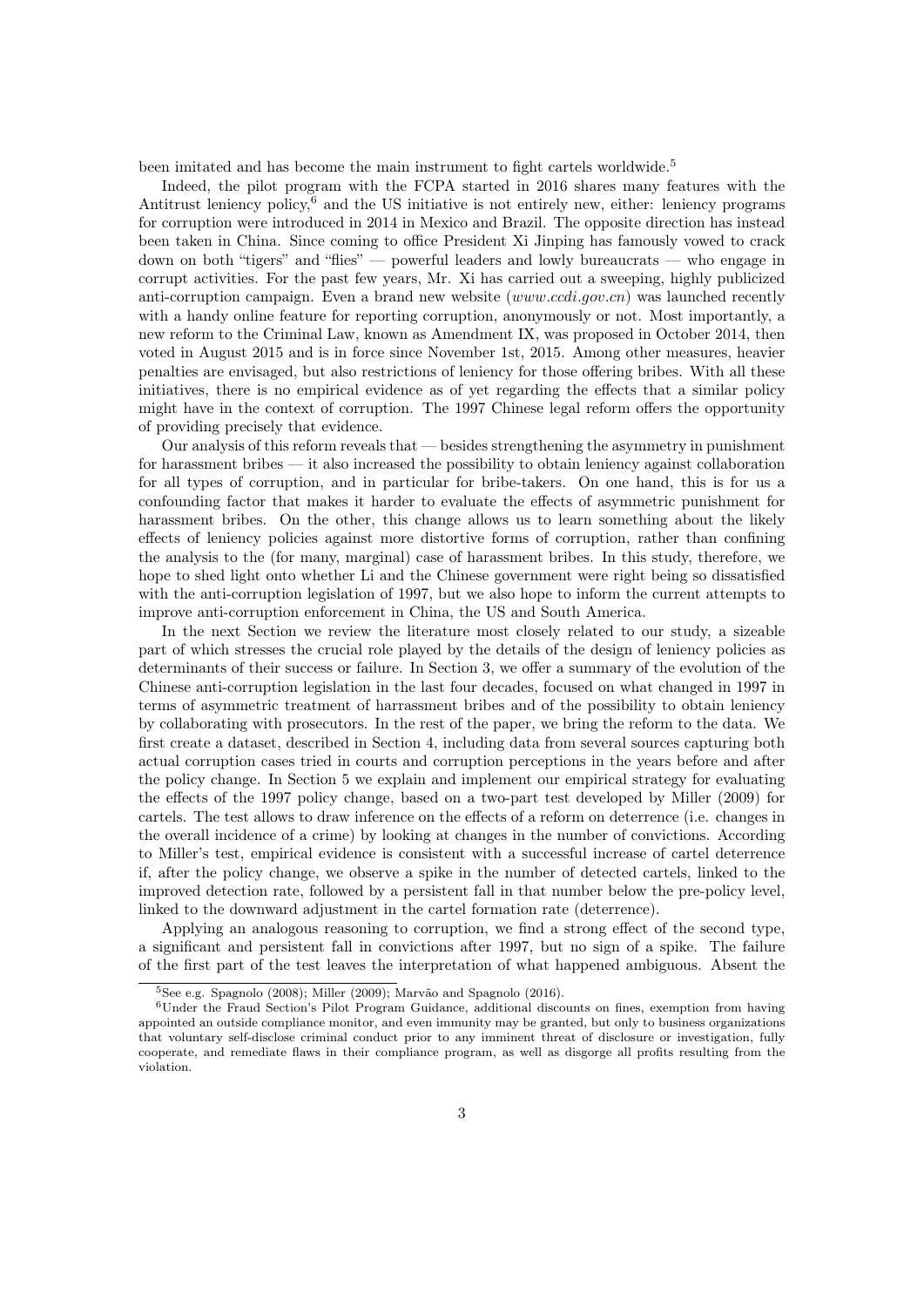been imitated and has become the main instrument to fight cartels worldwide.[5]

Indeed, the pilot program with the FCPA started in 2016 shares many features with the Antitrust leniency policy,[6] and the US initiative is not entirely new, either: leniency programs for corruption were introduced in 2014 in Mexico and Brazil. The opposite direction has instead been taken in China. Since coming to office President Xi Jinping has famously vowed to crack down on both "tigers" and "flies" — powerful leaders and lowly bureaucrats — who engage in corrupt activities. For the past few years, Mr. Xi has carried out a sweeping, highly publicized anti-corruption campaign. Even a brand new website (*www.ccdi.gov.cn*) was launched recently with a handy online feature for reporting corruption, anonymously or not. Most importantly, a new reform to the Criminal Law, known as Amendment IX, was proposed in October 2014, then voted in August 2015 and is in force since November 1st, 2015. Among other measures, heavier penalties are envisaged, but also restrictions of leniency for those offering bribes. With all these initiatives, there is no empirical evidence as of yet regarding the effects that a similar policy might have in the context of corruption. The 1997 Chinese legal reform offers the opportunity of providing precisely that evidence.

Our analysis of this reform reveals that — besides strengthening the asymmetry in punishment for harassment bribes — it also increased the possibility to obtain leniency against collaboration for all types of corruption, and in particular for bribe-takers. On one hand, this is for us a confounding factor that makes it harder to evaluate the effects of asymmetric punishment for harassment bribes. On the other, this change allows us to learn something about the likely effects of leniency policies against more distortive forms of corruption, rather than confining the analysis to the (for many, marginal) case of harassment bribes. In this study, therefore, we hope to shed light onto whether Li and the Chinese government were right being so dissatisfied with the anti-corruption legislation of 1997, but we also hope to inform the current attempts to improve anti-corruption enforcement in China, the US and South America.

In the next Section we review the literature most closely related to our study, a sizeable part of which stresses the crucial role played by the details of the design of leniency policies as determinants of their success or failure. In Section 3, we offer a summary of the evolution of the Chinese anti-corruption legislation in the last four decades, focused on what changed in 1997 in terms of asymmetric treatment of harrassment bribes and of the possibility to obtain leniency by collaborating with prosecutors. In the rest of the paper, we bring the reform to the data. We first create a dataset, described in Section 4, including data from several sources capturing both actual corruption cases tried in courts and corruption perceptions in the years before and after the policy change. In Section 5 we explain and implement our empirical strategy for evaluating the effects of the 1997 policy change, based on a two-part test developed by Miller (2009) for cartels. The test allows to draw inference on the effects of a reform on deterrence (i.e. changes in the overall incidence of a crime) by looking at changes in the number of convictions. According to Miller's test, empirical evidence is consistent with a successful increase of cartel deterrence if, after the policy change, we observe a spike in the number of detected cartels, linked to the improved detection rate, followed by a persistent fall in that number below the pre-policy level, linked to the downward adjustment in the cartel formation rate (deterrence).

Applying an analogous reasoning to corruption, we find a strong effect of the second type, a significant and persistent fall in convictions after 1997, but no sign of a spike. The failure of the first part of the test leaves the interpretation of what happened ambiguous. Absent the

[5] See e.g. Spagnolo (2008); Miller (2009); Marvão and Spagnolo (2016).

[6] Under the Fraud Section's Pilot Program Guidance, additional discounts on fines, exemption from having appointed an outside compliance monitor, and even immunity may be granted, but only to business organizations that voluntary self-disclose criminal conduct prior to any imminent threat of disclosure or investigation, fully cooperate, and remediate flaws in their compliance program, as well as disgorge all profits resulting from the violation.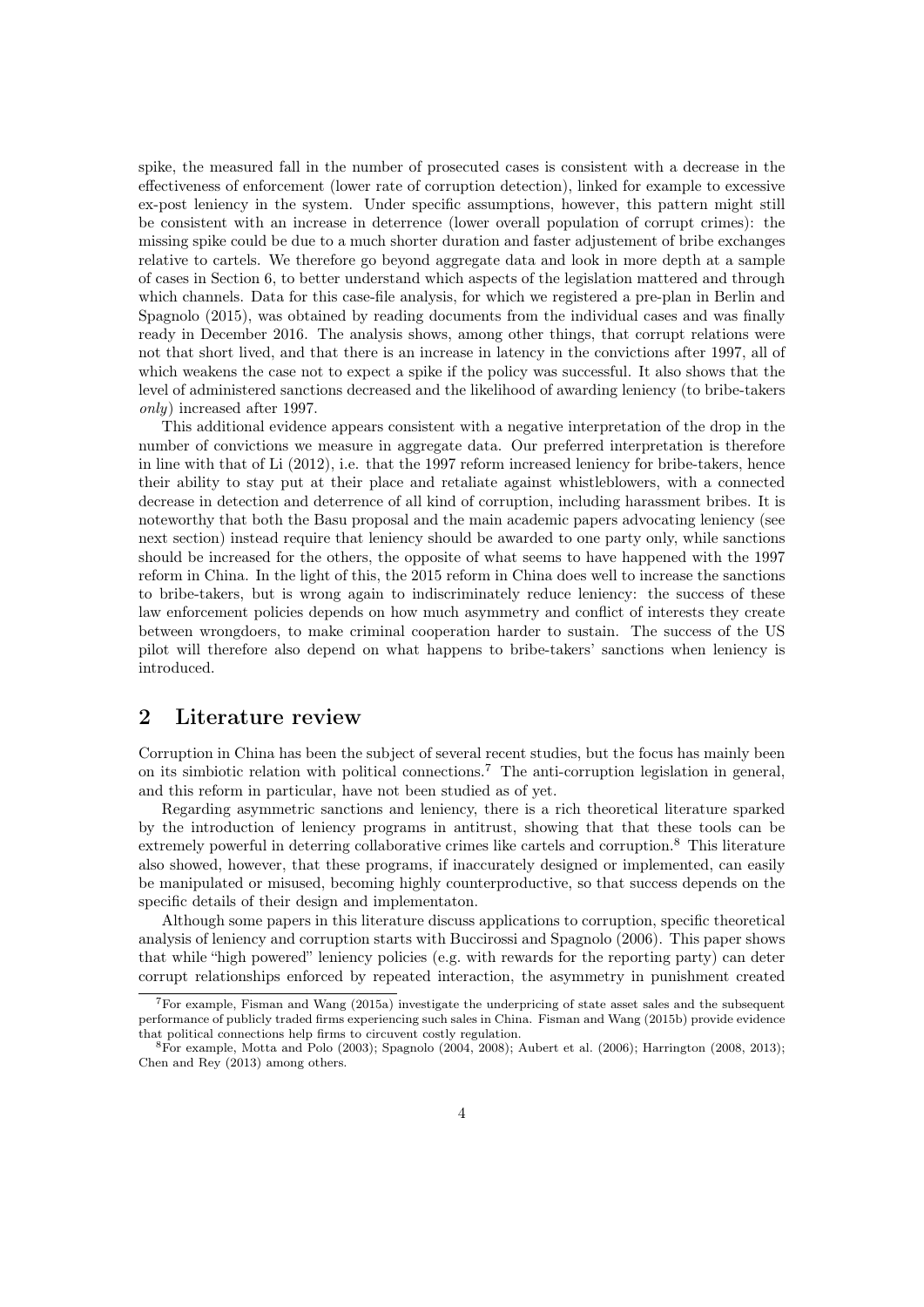spike, the measured fall in the number of prosecuted cases is consistent with a decrease in the effectiveness of enforcement (lower rate of corruption detection), linked for example to excessive ex-post leniency in the system. Under specific assumptions, however, this pattern might still be consistent with an increase in deterrence (lower overall population of corrupt crimes): the missing spike could be due to a much shorter duration and faster adjustement of bribe exchanges relative to cartels. We therefore go beyond aggregate data and look in more depth at a sample of cases in Section 6, to better understand which aspects of the legislation mattered and through which channels. Data for this case-file analysis, for which we registered a pre-plan in Berlin and Spagnolo (2015), was obtained by reading documents from the individual cases and was finally ready in December 2016. The analysis shows, among other things, that corrupt relations were not that short lived, and that there is an increase in latency in the convictions after 1997, all of which weakens the case not to expect a spike if the policy was successful. It also shows that the level of administered sanctions decreased and the likelihood of awarding leniency (to bribe-takers *only*) increased after 1997.

This additional evidence appears consistent with a negative interpretation of the drop in the number of convictions we measure in aggregate data. Our preferred interpretation is therefore in line with that of Li (2012), i.e. that the 1997 reform increased leniency for bribe-takers, hence their ability to stay put at their place and retaliate against whistleblowers, with a connected decrease in detection and deterrence of all kind of corruption, including harassment bribes. It is noteworthy that both the Basu proposal and the main academic papers advocating leniency (see next section) instead require that leniency should be awarded to one party only, while sanctions should be increased for the others, the opposite of what seems to have happened with the 1997 reform in China. In the light of this, the 2015 reform in China does well to increase the sanctions to bribe-takers, but is wrong again to indiscriminately reduce leniency: the success of these law enforcement policies depends on how much asymmetry and conflict of interests they create between wrongdoers, to make criminal cooperation harder to sustain. The success of the US pilot will therefore also depend on what happens to bribe-takers' sanctions when leniency is introduced.

## 2 Literature review

Corruption in China has been the subject of several recent studies, but the focus has mainly been on its simbiotic relation with political connections.[7] The anti-corruption legislation in general, and this reform in particular, have not been studied as of yet.

Regarding asymmetric sanctions and leniency, there is a rich theoretical literature sparked by the introduction of leniency programs in antitrust, showing that that these tools can be extremely powerful in deterring collaborative crimes like cartels and corruption.[8] This literature also showed, however, that these programs, if inaccurately designed or implemented, can easily be manipulated or misused, becoming highly counterproductive, so that success depends on the specific details of their design and implementaton.

Although some papers in this literature discuss applications to corruption, specific theoretical analysis of leniency and corruption starts with Buccirossi and Spagnolo (2006). This paper shows that while "high powered" leniency policies (e.g. with rewards for the reporting party) can deter corrupt relationships enforced by repeated interaction, the asymmetry in punishment created

[7] For example, Fisman and Wang (2015a) investigate the underpricing of state asset sales and the subsequent performance of publicly traded firms experiencing such sales in China. Fisman and Wang (2015b) provide evidence that political connections help firms to circuvent costly regulation.

[8] For example, Motta and Polo (2003); Spagnolo (2004, 2008); Aubert et al. (2006); Harrington (2008, 2013); Chen and Rey (2013) among others.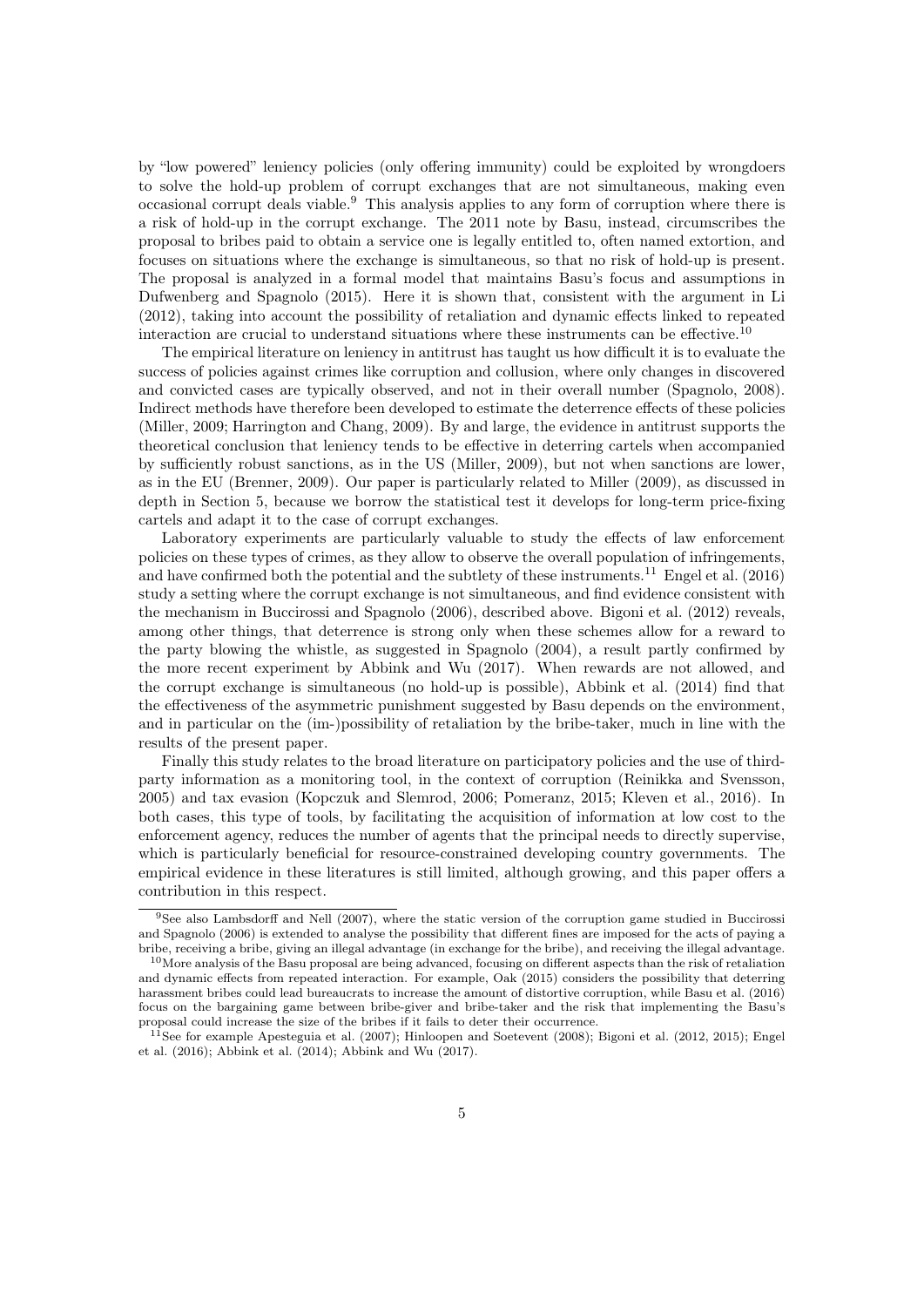by "low powered" leniency policies (only offering immunity) could be exploited by wrongdoers to solve the hold-up problem of corrupt exchanges that are not simultaneous, making even occasional corrupt deals viable.[9] This analysis applies to any form of corruption where there is a risk of hold-up in the corrupt exchange. The 2011 note by Basu, instead, circumscribes the proposal to bribes paid to obtain a service one is legally entitled to, often named extortion, and focuses on situations where the exchange is simultaneous, so that no risk of hold-up is present. The proposal is analyzed in a formal model that maintains Basu's focus and assumptions in Dufwenberg and Spagnolo (2015). Here it is shown that, consistent with the argument in Li (2012), taking into account the possibility of retaliation and dynamic effects linked to repeated interaction are crucial to understand situations where these instruments can be effective.[10]

The empirical literature on leniency in antitrust has taught us how difficult it is to evaluate the success of policies against crimes like corruption and collusion, where only changes in discovered and convicted cases are typically observed, and not in their overall number (Spagnolo, 2008). Indirect methods have therefore been developed to estimate the deterrence effects of these policies (Miller, 2009; Harrington and Chang, 2009). By and large, the evidence in antitrust supports the theoretical conclusion that leniency tends to be effective in deterring cartels when accompanied by sufficiently robust sanctions, as in the US (Miller, 2009), but not when sanctions are lower, as in the EU (Brenner, 2009). Our paper is particularly related to Miller (2009), as discussed in depth in Section 5, because we borrow the statistical test it develops for long-term price-fixing cartels and adapt it to the case of corrupt exchanges.

Laboratory experiments are particularly valuable to study the effects of law enforcement policies on these types of crimes, as they allow to observe the overall population of infringements, and have confirmed both the potential and the subtlety of these instruments.[11] Engel et al. (2016) study a setting where the corrupt exchange is not simultaneous, and find evidence consistent with the mechanism in Buccirossi and Spagnolo (2006), described above. Bigoni et al. (2012) reveals, among other things, that deterrence is strong only when these schemes allow for a reward to the party blowing the whistle, as suggested in Spagnolo (2004), a result partly confirmed by the more recent experiment by Abbink and Wu (2017). When rewards are not allowed, and the corrupt exchange is simultaneous (no hold-up is possible), Abbink et al. (2014) find that the effectiveness of the asymmetric punishment suggested by Basu depends on the environment, and in particular on the (im-)possibility of retaliation by the bribe-taker, much in line with the results of the present paper.

Finally this study relates to the broad literature on participatory policies and the use of third-party information as a monitoring tool, in the context of corruption (Reinikka and Svensson, 2005) and tax evasion (Kopczuk and Slemrod, 2006; Pomeranz, 2015; Kleven et al., 2016). In both cases, this type of tools, by facilitating the acquisition of information at low cost to the enforcement agency, reduces the number of agents that the principal needs to directly supervise, which is particularly beneficial for resource-constrained developing country governments. The empirical evidence in these literatures is still limited, although growing, and this paper offers a contribution in this respect.

---

[9] See also Lambsdorff and Nell (2007), where the static version of the corruption game studied in Buccirossi and Spagnolo (2006) is extended to analyse the possibility that different fines are imposed for the acts of paying a bribe, receiving a bribe, giving an illegal advantage (in exchange for the bribe), and receiving the illegal advantage.

[10] More analysis of the Basu proposal are being advanced, focusing on different aspects than the risk of retaliation and dynamic effects from repeated interaction. For example, Oak (2015) considers the possibility that deterring harassment bribes could lead bureaucrats to increase the amount of distortive corruption, while Basu et al. (2016) focus on the bargaining game between bribe-giver and bribe-taker and the risk that implementing the Basu's proposal could increase the size of the bribes if it fails to deter their occurrence.

[11] See for example Apesteguia et al. (2007); Hinloopen and Soetevent (2008); Bigoni et al. (2012, 2015); Engel et al. (2016); Abbink et al. (2014); Abbink and Wu (2017).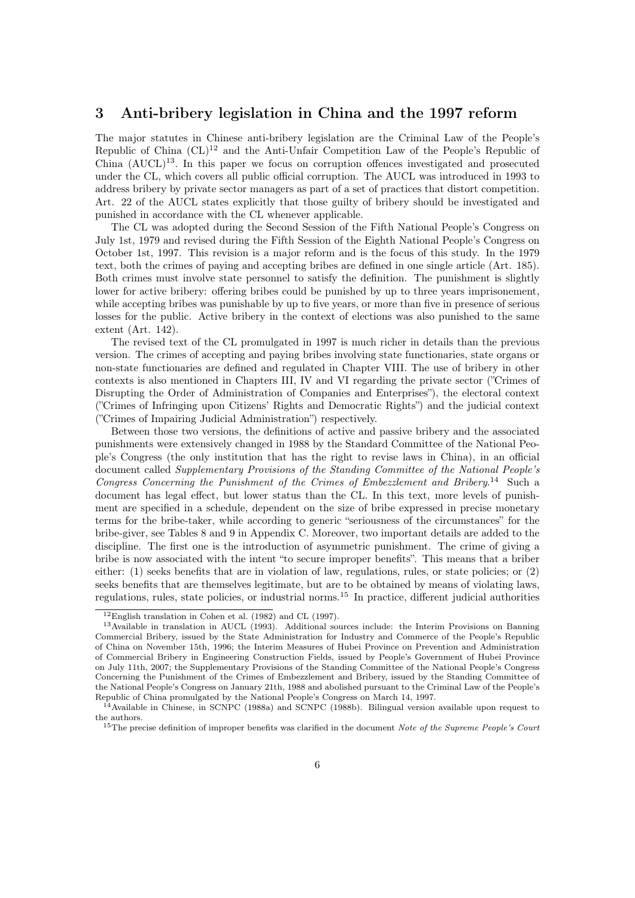## 3 Anti-bribery legislation in China and the 1997 reform

The major statutes in Chinese anti-bribery legislation are the Criminal Law of the People's Republic of China (CL)[12] and the Anti-Unfair Competition Law of the People's Republic of China (AUCL)[13]. In this paper we focus on corruption offences investigated and prosecuted under the CL, which covers all public official corruption. The AUCL was introduced in 1993 to address bribery by private sector managers as part of a set of practices that distort competition. Art. 22 of the AUCL states explicitly that those guilty of bribery should be investigated and punished in accordance with the CL whenever applicable.

The CL was adopted during the Second Session of the Fifth National People's Congress on July 1st, 1979 and revised during the Fifth Session of the Eighth National People's Congress on October 1st, 1997. This revision is a major reform and is the focus of this study. In the 1979 text, both the crimes of paying and accepting bribes are defined in one single article (Art. 185). Both crimes must involve state personnel to satisfy the definition. The punishment is slightly lower for active bribery: offering bribes could be punished by up to three years imprisonement, while accepting bribes was punishable by up to five years, or more than five in presence of serious losses for the public. Active bribery in the context of elections was also punished to the same extent (Art. 142).

The revised text of the CL promulgated in 1997 is much richer in details than the previous version. The crimes of accepting and paying bribes involving state functionaries, state organs or non-state functionaries are defined and regulated in Chapter VIII. The use of bribery in other contexts is also mentioned in Chapters III, IV and VI regarding the private sector ("Crimes of Disrupting the Order of Administration of Companies and Enterprises"), the electoral context ("Crimes of Infringing upon Citizens' Rights and Democratic Rights") and the judicial context ("Crimes of Impairing Judicial Administration") respectively.

Between those two versions, the definitions of active and passive bribery and the associated punishments were extensively changed in 1988 by the Standard Committee of the National People's Congress (the only institution that has the right to revise laws in China), in an official document called *Supplementary Provisions of the Standing Committee of the National People's Congress Concerning the Punishment of the Crimes of Embezzlement and Bribery*.[14] Such a document has legal effect, but lower status than the CL. In this text, more levels of punishment are specified in a schedule, dependent on the size of bribe expressed in precise monetary terms for the bribe-taker, while according to generic "seriousness of the circumstances" for the bribe-giver, see Tables 8 and 9 in Appendix C. Moreover, two important details are added to the discipline. The first one is the introduction of asymmetric punishment. The crime of giving a bribe is now associated with the intent "to secure improper benefits". This means that a briber either: (1) seeks benefits that are in violation of law, regulations, rules, or state policies; or (2) seeks benefits that are themselves legitimate, but are to be obtained by means of violating laws, regulations, rules, state policies, or industrial norms.[15] In practice, different judicial authorities

---

[12] English translation in Cohen et al. (1982) and CL (1997).

[13] Available in translation in AUCL (1993). Additional sources include: the Interim Provisions on Banning Commercial Bribery, issued by the State Administration for Industry and Commerce of the People's Republic of China on November 15th, 1996; the Interim Measures of Hubei Province on Prevention and Administration of Commercial Bribery in Engineering Construction Fields, issued by People's Government of Hubei Province on July 11th, 2007; the Supplementary Provisions of the Standing Committee of the National People's Congress Concerning the Punishment of the Crimes of Embezzlement and Bribery, issued by the Standing Committee of the National People's Congress on January 21th, 1988 and abolished pursuant to the Criminal Law of the People's Republic of China promulgated by the National People's Congress on March 14, 1997.

[14] Available in Chinese, in SCNPC (1988a) and SCNPC (1988b). Bilingual version available upon request to the authors.

[15] The precise definition of improper benefits was clarified in the document *Note of the Supreme People's Court*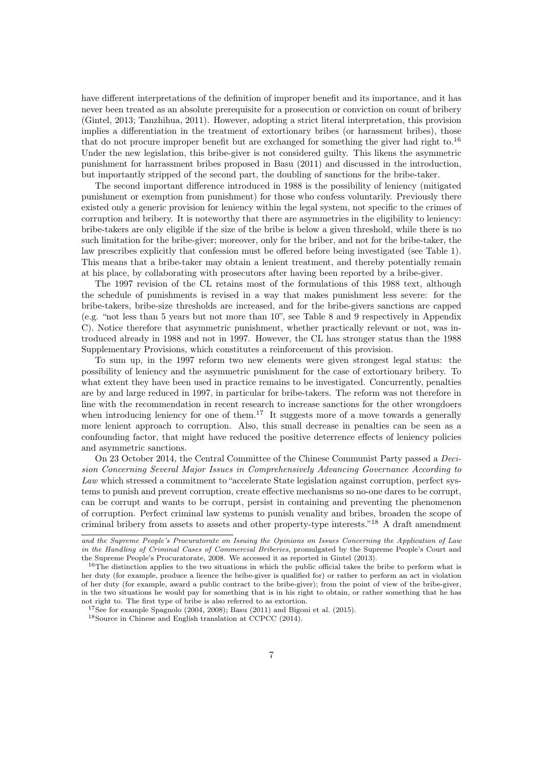have different interpretations of the definition of improper benefit and its importance, and it has never been treated as an absolute prerequisite for a prosecution or conviction on count of bribery (Gintel, 2013; Tanzhihua, 2011). However, adopting a strict literal interpretation, this provision implies a differentiation in the treatment of extortionary bribes (or harassment bribes), those that do not procure improper benefit but are exchanged for something the giver had right to.[16] Under the new legislation, this bribe-giver is not considered guilty. This likens the asymmetric punishment for harrassment bribes proposed in Basu (2011) and discussed in the introduction, but importantly stripped of the second part, the doubling of sanctions for the bribe-taker.

The second important difference introduced in 1988 is the possibility of leniency (mitigated punishment or exemption from punishment) for those who confess voluntarily. Previously there existed only a generic provision for leniency within the legal system, not specific to the crimes of corruption and bribery. It is noteworthy that there are asymmetries in the eligibility to leniency: bribe-takers are only eligible if the size of the bribe is below a given threshold, while there is no such limitation for the bribe-giver; moreover, only for the briber, and not for the bribe-taker, the law prescribes explicitly that confession must be offered before being investigated (see Table 1). This means that a bribe-taker may obtain a lenient treatment, and thereby potentially remain at his place, by collaborating with prosecutors after having been reported by a bribe-giver.

The 1997 revision of the CL retains most of the formulations of this 1988 text, although the schedule of punishments is revised in a way that makes punishment less severe: for the bribe-takers, bribe-size thresholds are increased, and for the bribe-givers sanctions are capped (e.g. "not less than 5 years but not more than 10", see Table 8 and 9 respectively in Appendix C). Notice therefore that asymmetric punishment, whether practically relevant or not, was introduced already in 1988 and not in 1997. However, the CL has stronger status than the 1988 Supplementary Provisions, which constitutes a reinforcement of this provision.

To sum up, in the 1997 reform two new elements were given strongest legal status: the possibility of leniency and the asymmetric punishment for the case of extortionary bribery. To what extent they have been used in practice remains to be investigated. Concurrently, penalties are by and large reduced in 1997, in particular for bribe-takers. The reform was not therefore in line with the recommendation in recent research to increase sanctions for the other wrongdoers when introducing leniency for one of them.[17] It suggests more of a move towards a generally more lenient approach to corruption. Also, this small decrease in penalties can be seen as a confounding factor, that might have reduced the positive deterrence effects of leniency policies and asymmetric sanctions.

On 23 October 2014, the Central Committee of the Chinese Communist Party passed a *Decision Concerning Several Major Issues in Comprehensively Advancing Governance According to Law* which stressed a commitment to "accelerate State legislation against corruption, perfect systems to punish and prevent corruption, create effective mechanisms so no-one dares to be corrupt, can be corrupt and wants to be corrupt, persist in containing and preventing the phenomenon of corruption. Perfect criminal law systems to punish venality and bribes, broaden the scope of criminal bribery from assets to assets and other property-type interests."[18] A draft amendment

---

*and the Supreme People's Procuratorate on Issuing the Opinions on Issues Concerning the Application of Law in the Handling of Criminal Cases of Commercial Briberies*, promulgated by the Supreme People's Court and the Supreme People's Procuratorate, 2008. We accessed it as reported in Gintel (2013).

[16] The distinction applies to the two situations in which the public official takes the bribe to perform what is her duty (for example, produce a licence the bribe-giver is qualified for) or rather to perform an act in violation of her duty (for example, award a public contract to the bribe-giver); from the point of view of the bribe-giver, in the two situations he would pay for something that is in his right to obtain, or rather something that he has not right to. The first type of bribe is also referred to as extortion.

[17] See for example Spagnolo (2004, 2008); Basu (2011) and Bigoni et al. (2015).

[18] Source in Chinese and English translation at CCPCC (2014).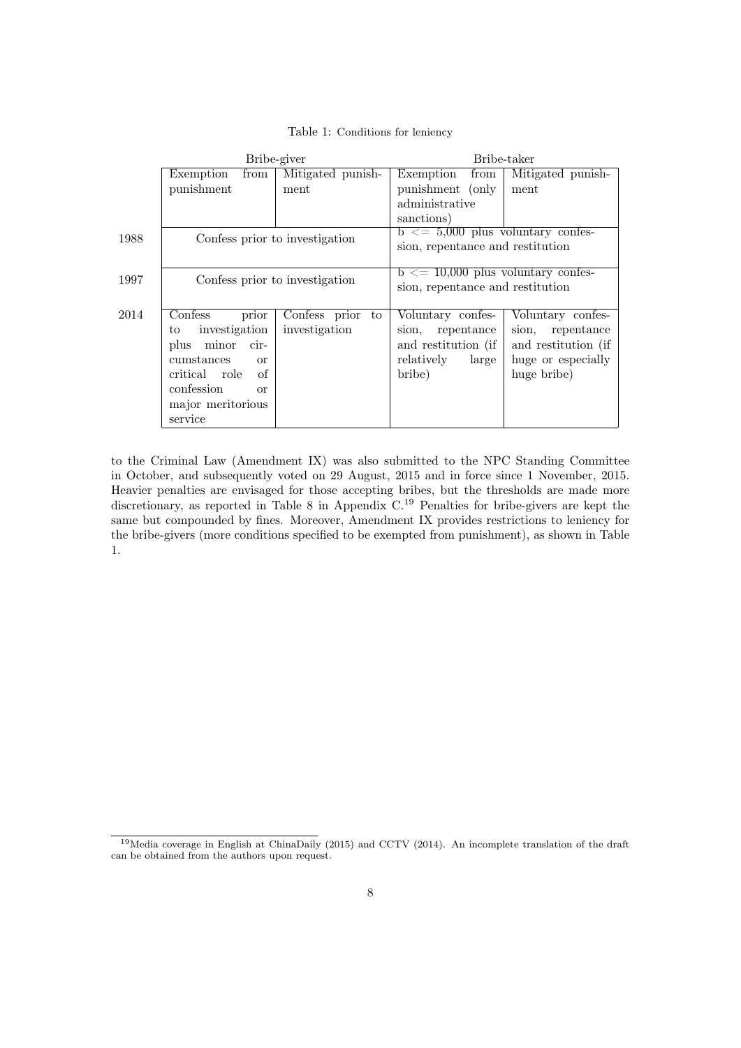Table 1: Conditions for leniency

| | Bribe-giver | | Bribe-taker | |
|---|---|---|---|---|
| | Exemption from punishment | Mitigated punishment | Exemption from punishment (only administrative sanctions) | Mitigated punishment |
| 1988 | Confess prior to investigation | | b <= 5,000 plus voluntary confession, repentance and restitution | |
| 1997 | Confess prior to investigation | | b <= 10,000 plus voluntary confession, repentance and restitution | |
| 2014 | Confess prior to investigation plus minor circumstances or critical role of confession or major meritorious service | Confess prior to investigation | Voluntary confession, repentance and restitution (if relatively large bribe) | Voluntary confession, repentance and restitution (if huge or especially huge bribe) |

to the Criminal Law (Amendment IX) was also submitted to the NPC Standing Committee in October, and subsequently voted on 29 August, 2015 and in force since 1 November, 2015. Heavier penalties are envisaged for those accepting bribes, but the thresholds are made more discretionary, as reported in Table 8 in Appendix C.[19] Penalties for bribe-givers are kept the same but compounded by fines. Moreover, Amendment IX provides restrictions to leniency for the bribe-givers (more conditions specified to be exempted from punishment), as shown in Table 1.

[19] Media coverage in English at ChinaDaily (2015) and CCTV (2014). An incomplete translation of the draft can be obtained from the authors upon request.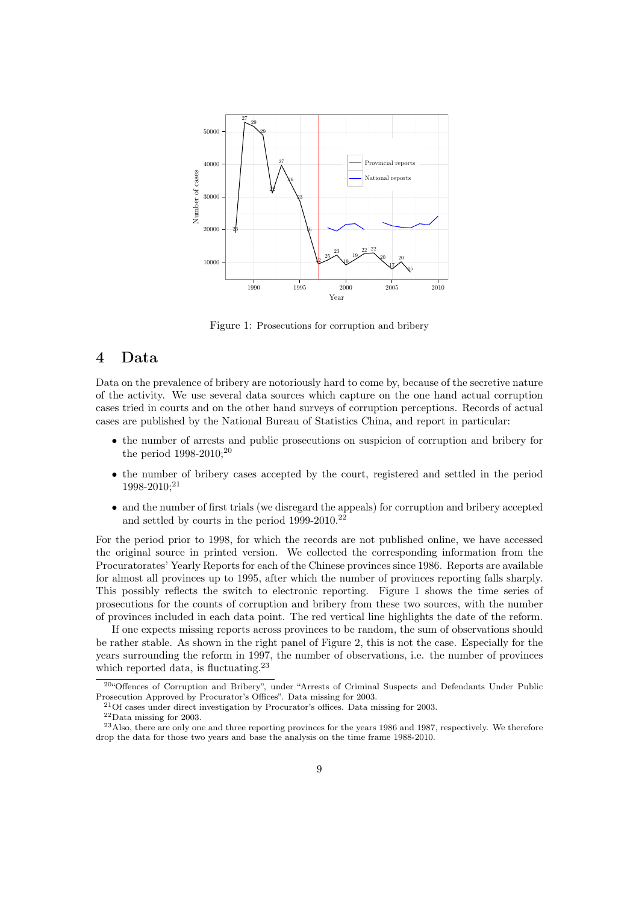Figure 1: Prosecutions for corruption and bribery

## 4 Data

Data on the prevalence of bribery are notoriously hard to come by, because of the secretive nature of the activity. We use several data sources which capture on the one hand actual corruption cases tried in courts and on the other hand surveys of corruption perceptions. Records of actual cases are published by the National Bureau of Statistics China, and report in particular:

- the number of arrests and public prosecutions on suspicion of corruption and bribery for the period 1998-2010;[20]
- the number of bribery cases accepted by the court, registered and settled in the period 1998-2010;[21]
- and the number of first trials (we disregard the appeals) for corruption and bribery accepted and settled by courts in the period 1999-2010.[22]

For the period prior to 1998, for which the records are not published online, we have accessed the original source in printed version. We collected the corresponding information from the Procuratorates' Yearly Reports for each of the Chinese provinces since 1986. Reports are available for almost all provinces up to 1995, after which the number of provinces reporting falls sharply. This possibly reflects the switch to electronic reporting. Figure 1 shows the time series of prosecutions for the counts of corruption and bribery from these two sources, with the number of provinces included in each data point. The red vertical line highlights the date of the reform.

If one expects missing reports across provinces to be random, the sum of observations should be rather stable. As shown in the right panel of Figure 2, this is not the case. Especially for the years surrounding the reform in 1997, the number of observations, i.e. the number of provinces which reported data, is fluctuating.[23]

[20] "Offences of Corruption and Bribery", under "Arrests of Criminal Suspects and Defendants Under Public Prosecution Approved by Procurator's Offices". Data missing for 2003.

[21] Of cases under direct investigation by Procurator's offices. Data missing for 2003.

[22] Data missing for 2003.

[23] Also, there are only one and three reporting provinces for the years 1986 and 1987, respectively. We therefore drop the data for those two years and base the analysis on the time frame 1988-2010.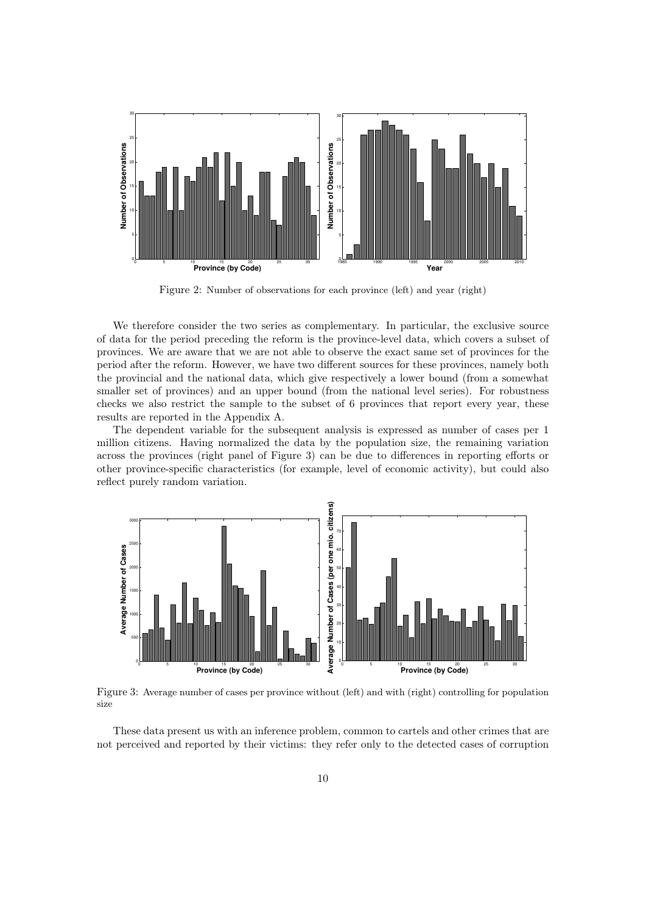Figure 2: Number of observations for each province (left) and year (right)

We therefore consider the two series as complementary. In particular, the exclusive source of data for the period preceding the reform is the province-level data, which covers a subset of provinces. We are aware that we are not able to observe the exact same set of provinces for the period after the reform. However, we have two different sources for these provinces, namely both the provincial and the national data, which give respectively a lower bound (from a somewhat smaller set of provinces) and an upper bound (from the national level series). For robustness checks we also restrict the sample to the subset of 6 provinces that report every year, these results are reported in the Appendix A.

The dependent variable for the subsequent analysis is expressed as number of cases per 1 million citizens. Having normalized the data by the population size, the remaining variation across the provinces (right panel of Figure 3) can be due to differences in reporting efforts or other province-specific characteristics (for example, level of economic activity), but could also reflect purely random variation.

Figure 3: Average number of cases per province without (left) and with (right) controlling for population size

These data present us with an inference problem, common to cartels and other crimes that are not perceived and reported by their victims: they refer only to the detected cases of corruption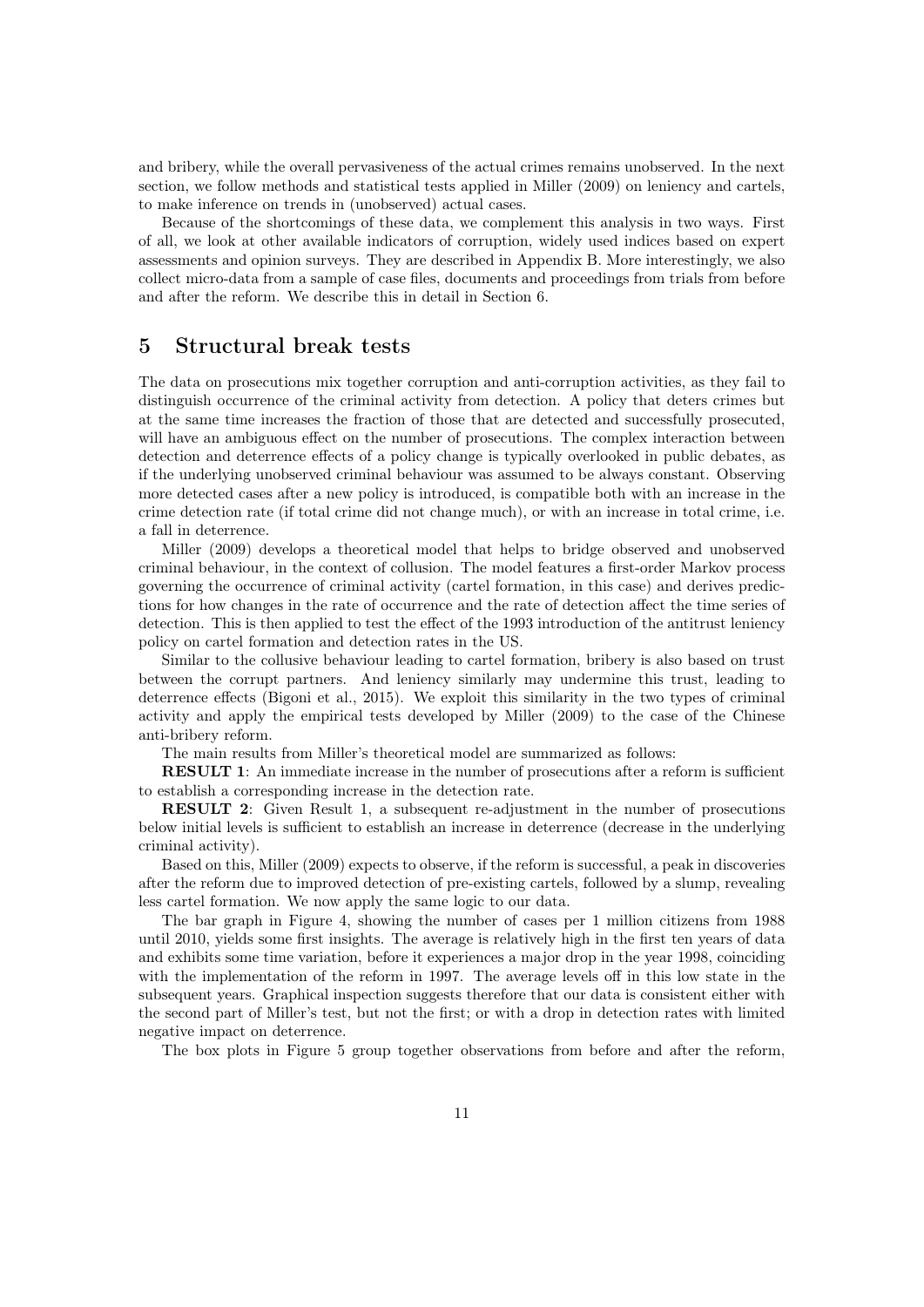and bribery, while the overall pervasiveness of the actual crimes remains unobserved. In the next section, we follow methods and statistical tests applied in Miller (2009) on leniency and cartels, to make inference on trends in (unobserved) actual cases.

Because of the shortcomings of these data, we complement this analysis in two ways. First of all, we look at other available indicators of corruption, widely used indices based on expert assessments and opinion surveys. They are described in Appendix B. More interestingly, we also collect micro-data from a sample of case files, documents and proceedings from trials from before and after the reform. We describe this in detail in Section 6.

# 5 Structural break tests

The data on prosecutions mix together corruption and anti-corruption activities, as they fail to distinguish occurrence of the criminal activity from detection. A policy that deters crimes but at the same time increases the fraction of those that are detected and successfully prosecuted, will have an ambiguous effect on the number of prosecutions. The complex interaction between detection and deterrence effects of a policy change is typically overlooked in public debates, as if the underlying unobserved criminal behaviour was assumed to be always constant. Observing more detected cases after a new policy is introduced, is compatible both with an increase in the crime detection rate (if total crime did not change much), or with an increase in total crime, i.e. a fall in deterrence.

Miller (2009) develops a theoretical model that helps to bridge observed and unobserved criminal behaviour, in the context of collusion. The model features a first-order Markov process governing the occurrence of criminal activity (cartel formation, in this case) and derives predictions for how changes in the rate of occurrence and the rate of detection affect the time series of detection. This is then applied to test the effect of the 1993 introduction of the antitrust leniency policy on cartel formation and detection rates in the US.

Similar to the collusive behaviour leading to cartel formation, bribery is also based on trust between the corrupt partners. And leniency similarly may undermine this trust, leading to deterrence effects (Bigoni et al., 2015). We exploit this similarity in the two types of criminal activity and apply the empirical tests developed by Miller (2009) to the case of the Chinese anti-bribery reform.

The main results from Miller's theoretical model are summarized as follows:

**RESULT 1**: An immediate increase in the number of prosecutions after a reform is sufficient to establish a corresponding increase in the detection rate.

**RESULT 2**: Given Result 1, a subsequent re-adjustment in the number of prosecutions below initial levels is sufficient to establish an increase in deterrence (decrease in the underlying criminal activity).

Based on this, Miller (2009) expects to observe, if the reform is successful, a peak in discoveries after the reform due to improved detection of pre-existing cartels, followed by a slump, revealing less cartel formation. We now apply the same logic to our data.

The bar graph in Figure 4, showing the number of cases per 1 million citizens from 1988 until 2010, yields some first insights. The average is relatively high in the first ten years of data and exhibits some time variation, before it experiences a major drop in the year 1998, coinciding with the implementation of the reform in 1997. The average levels off in this low state in the subsequent years. Graphical inspection suggests therefore that our data is consistent either with the second part of Miller's test, but not the first; or with a drop in detection rates with limited negative impact on deterrence.

The box plots in Figure 5 group together observations from before and after the reform,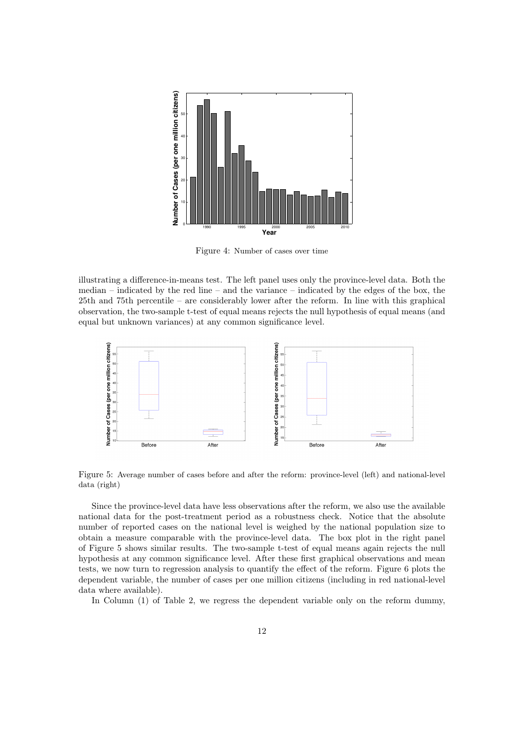Figure 4: Number of cases over time

illustrating a difference-in-means test. The left panel uses only the province-level data. Both the median – indicated by the red line – and the variance – indicated by the edges of the box, the 25th and 75th percentile – are considerably lower after the reform. In line with this graphical observation, the two-sample t-test of equal means rejects the null hypothesis of equal means (and equal but unknown variances) at any common significance level.

Figure 5: Average number of cases before and after the reform: province-level (left) and national-level data (right)

Since the province-level data have less observations after the reform, we also use the available national data for the post-treatment period as a robustness check. Notice that the absolute number of reported cases on the national level is weighed by the national population size to obtain a measure comparable with the province-level data. The box plot in the right panel of Figure 5 shows similar results. The two-sample t-test of equal means again rejects the null hypothesis at any common significance level. After these first graphical observations and mean tests, we now turn to regression analysis to quantify the effect of the reform. Figure 6 plots the dependent variable, the number of cases per one million citizens (including in red national-level data where available).

In Column (1) of Table 2, we regress the dependent variable only on the reform dummy,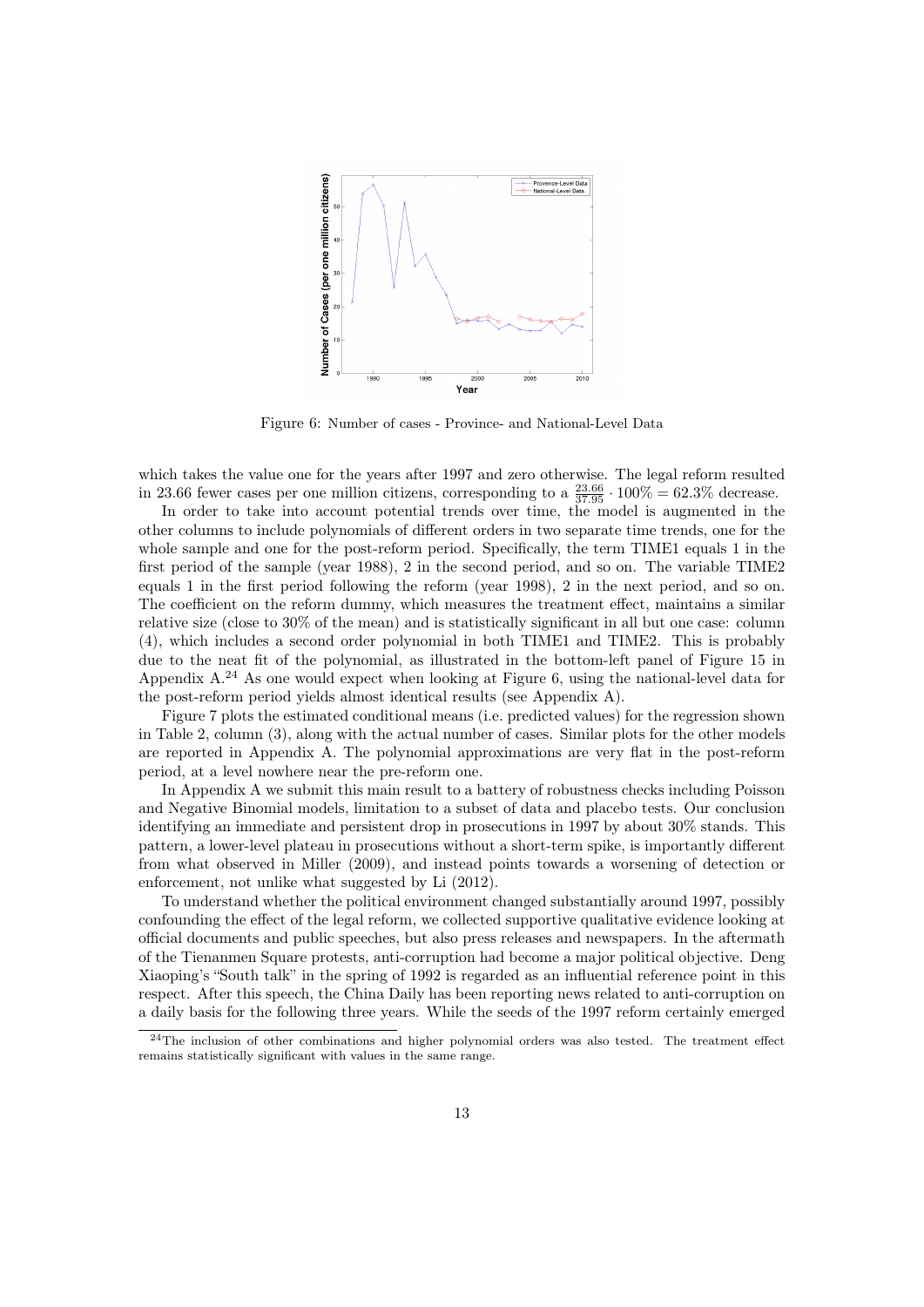Figure 6: Number of cases - Province- and National-Level Data

which takes the value one for the years after 1997 and zero otherwise. The legal reform resulted in 23.66 fewer cases per one million citizens, corresponding to a $\frac{23.66}{37.95} \cdot 100\% = 62.3\%$ decrease.

In order to take into account potential trends over time, the model is augmented in the other columns to include polynomials of different orders in two separate time trends, one for the whole sample and one for the post-reform period. Specifically, the term TIME1 equals 1 in the first period of the sample (year 1988), 2 in the second period, and so on. The variable TIME2 equals 1 in the first period following the reform (year 1998), 2 in the next period, and so on. The coefficient on the reform dummy, which measures the treatment effect, maintains a similar relative size (close to 30% of the mean) and is statistically significant in all but one case: column (4), which includes a second order polynomial in both TIME1 and TIME2. This is probably due to the neat fit of the polynomial, as illustrated in the bottom-left panel of Figure 15 in Appendix A.[24] As one would expect when looking at Figure 6, using the national-level data for the post-reform period yields almost identical results (see Appendix A).

Figure 7 plots the estimated conditional means (i.e. predicted values) for the regression shown in Table 2, column (3), along with the actual number of cases. Similar plots for the other models are reported in Appendix A. The polynomial approximations are very flat in the post-reform period, at a level nowhere near the pre-reform one.

In Appendix A we submit this main result to a battery of robustness checks including Poisson and Negative Binomial models, limitation to a subset of data and placebo tests. Our conclusion identifying an immediate and persistent drop in prosecutions in 1997 by about 30% stands. This pattern, a lower-level plateau in prosecutions without a short-term spike, is importantly different from what observed in Miller (2009), and instead points towards a worsening of detection or enforcement, not unlike what suggested by Li (2012).

To understand whether the political environment changed substantially around 1997, possibly confounding the effect of the legal reform, we collected supportive qualitative evidence looking at official documents and public speeches, but also press releases and newspapers. In the aftermath of the Tienanmen Square protests, anti-corruption had become a major political objective. Deng Xiaoping's "South talk" in the spring of 1992 is regarded as an influential reference point in this respect. After this speech, the China Daily has been reporting news related to anti-corruption on a daily basis for the following three years. While the seeds of the 1997 reform certainly emerged

[24] The inclusion of other combinations and higher polynomial orders was also tested. The treatment effect remains statistically significant with values in the same range.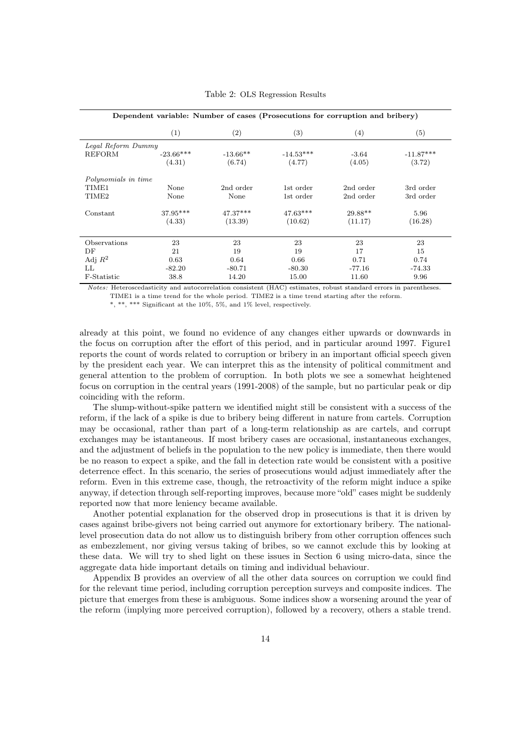Table 2: OLS Regression Results

| Dependent variable: Number of cases (Prosecutions for corruption and bribery) | | | | | |
|---|---|---|---|---|---|
| | (1) | (2) | (3) | (4) | (5) |
| *Legal Reform Dummy* | | | | | |
| REFORM | -23.66*** | -13.66** | -14.53*** | -3.64 | -11.87*** |
| | (4.31) | (6.74) | (4.77) | (4.05) | (3.72) |
| *Polynomials in time* | | | | | |
| TIME1 | None | 2nd order | 1st order | 2nd order | 3rd order |
| TIME2 | None | None | 1st order | 2nd order | 3rd order |
| Constant | 37.95*** | 47.37*** | 47.63*** | 29.88** | 5.96 |
| | (4.33) | (13.39) | (10.62) | (11.17) | (16.28) |
| Observations | 23 | 23 | 23 | 23 | 23 |
| DF | 21 | 19 | 19 | 17 | 15 |
| Adj $R^2$ | 0.63 | 0.64 | 0.66 | 0.71 | 0.74 |
| LL | -82.20 | -80.71 | -80.30 | -77.16 | -74.33 |
| F-Statistic | 38.8 | 14.20 | 15.00 | 11.60 | 9.96 |

*Notes:* Heteroscedasticity and autocorrelation consistent (HAC) estimates, robust standard errors in parentheses. TIME1 is a time trend for the whole period. TIME2 is a time trend starting after the reform.
*, **, *** Significant at the 10%, 5%, and 1% level, respectively.

already at this point, we found no evidence of any changes either upwards or downwards in the focus on corruption after the effort of this period, and in particular around 1997. Figure1 reports the count of words related to corruption or bribery in an important official speech given by the president each year. We can interpret this as the intensity of political commitment and general attention to the problem of corruption. In both plots we see a somewhat heightened focus on corruption in the central years (1991-2008) of the sample, but no particular peak or dip coinciding with the reform.

The slump-without-spike pattern we identified might still be consistent with a success of the reform, if the lack of a spike is due to bribery being different in nature from cartels. Corruption may be occasional, rather than part of a long-term relationship as are cartels, and corrupt exchanges may be istantaneous. If most bribery cases are occasional, instantaneous exchanges, and the adjustment of beliefs in the population to the new policy is immediate, then there would be no reason to expect a spike, and the fall in detection rate would be consistent with a positive deterrence effect. In this scenario, the series of prosecutions would adjust immediately after the reform. Even in this extreme case, though, the retroactivity of the reform might induce a spike anyway, if detection through self-reporting improves, because more "old" cases might be suddenly reported now that more leniency became available.

Another potential explanation for the observed drop in prosecutions is that it is driven by cases against bribe-givers not being carried out anymore for extortionary bribery. The national-level prosecution data do not allow us to distinguish bribery from other corruption offences such as embezzlement, nor giving versus taking of bribes, so we cannot exclude this by looking at these data. We will try to shed light on these issues in Section 6 using micro-data, since the aggregate data hide important details on timing and individual behaviour.

Appendix B provides an overview of all the other data sources on corruption we could find for the relevant time period, including corruption perception surveys and composite indices. The picture that emerges from these is ambiguous. Some indices show a worsening around the year of the reform (implying more perceived corruption), followed by a recovery, others a stable trend.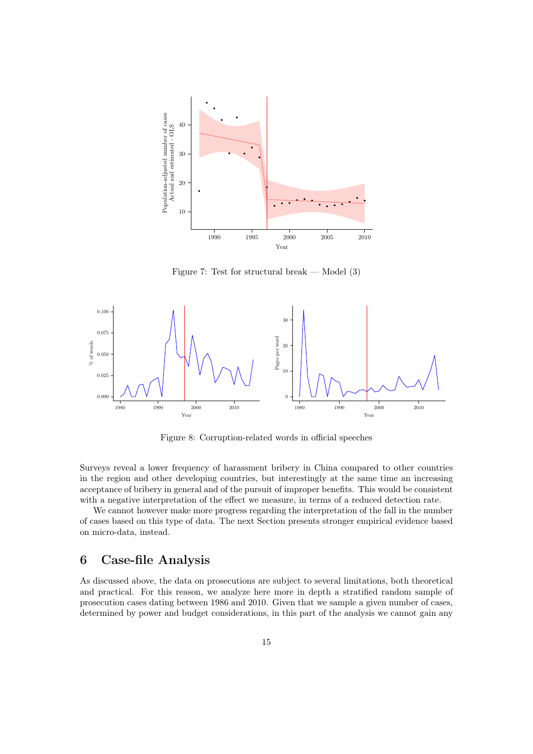Figure 7: Test for structural break — Model (3)

Figure 8: Corruption-related words in official speeches

Surveys reveal a lower frequency of harassment bribery in China compared to other countries in the region and other developing countries, but interestingly at the same time an increasing acceptance of bribery in general and of the pursuit of improper benefits. This would be consistent with a negative interpretation of the effect we measure, in terms of a reduced detection rate.

We cannot however make more progress regarding the interpretation of the fall in the number of cases based on this type of data. The next Section presents stronger empirical evidence based on micro-data, instead.

## 6 Case-file Analysis

As discussed above, the data on prosecutions are subject to several limitations, both theoretical and practical. For this reason, we analyze here more in depth a stratified random sample of prosecution cases dating between 1986 and 2010. Given that we sample a given number of cases, determined by power and budget considerations, in this part of the analysis we cannot gain any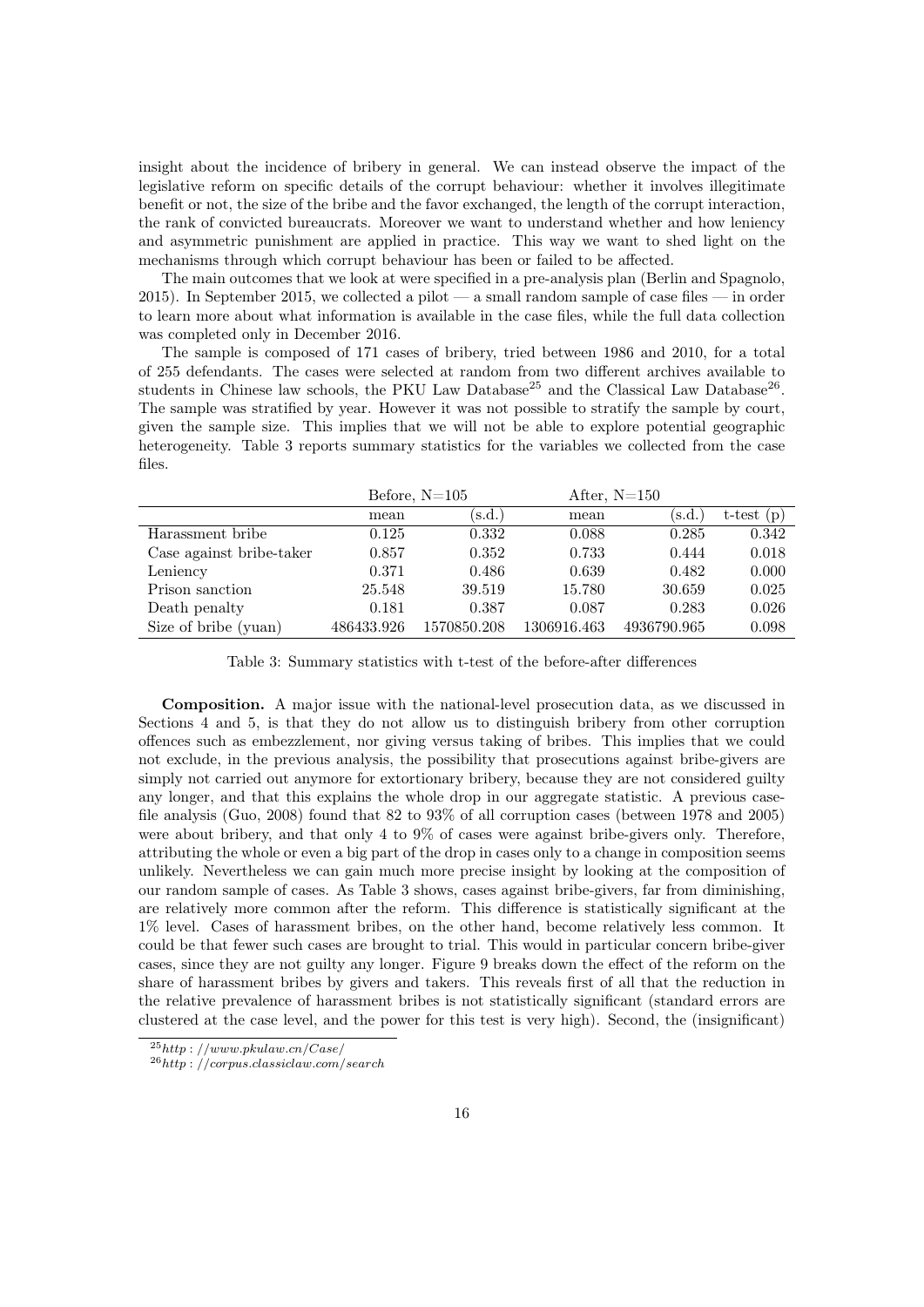insight about the incidence of bribery in general. We can instead observe the impact of the legislative reform on specific details of the corrupt behaviour: whether it involves illegitimate benefit or not, the size of the bribe and the favor exchanged, the length of the corrupt interaction, the rank of convicted bureaucrats. Moreover we want to understand whether and how leniency and asymmetric punishment are applied in practice. This way we want to shed light on the mechanisms through which corrupt behaviour has been or failed to be affected.

The main outcomes that we look at were specified in a pre-analysis plan (Berlin and Spagnolo, 2015). In September 2015, we collected a pilot — a small random sample of case files — in order to learn more about what information is available in the case files, while the full data collection was completed only in December 2016.

The sample is composed of 171 cases of bribery, tried between 1986 and 2010, for a total of 255 defendants. The cases were selected at random from two different archives available to students in Chinese law schools, the PKU Law Database[25] and the Classical Law Database[26]. The sample was stratified by year. However it was not possible to stratify the sample by court, given the sample size. This implies that we will not be able to explore potential geographic heterogeneity. Table 3 reports summary statistics for the variables we collected from the case files.

| | Before, N=105 | | After, N=150 | | |
|---|---|---|---|---|---|
| | mean | (s.d.) | mean | (s.d.) | t-test (p) |
| Harassment bribe | 0.125 | 0.332 | 0.088 | 0.285 | 0.342 |
| Case against bribe-taker | 0.857 | 0.352 | 0.733 | 0.444 | 0.018 |
| Leniency | 0.371 | 0.486 | 0.639 | 0.482 | 0.000 |
| Prison sanction | 25.548 | 39.519 | 15.780 | 30.659 | 0.025 |
| Death penalty | 0.181 | 0.387 | 0.087 | 0.283 | 0.026 |
| Size of bribe (yuan) | 486433.926 | 1570850.208 | 1306916.463 | 4936790.965 | 0.098 |

Table 3: Summary statistics with t-test of the before-after differences

**Composition.** A major issue with the national-level prosecution data, as we discussed in Sections 4 and 5, is that they do not allow us to distinguish bribery from other corruption offences such as embezzlement, nor giving versus taking of bribes. This implies that we could not exclude, in the previous analysis, the possibility that prosecutions against bribe-givers are simply not carried out anymore for extortionary bribery, because they are not considered guilty any longer, and that this explains the whole drop in our aggregate statistic. A previous case-file analysis (Guo, 2008) found that 82 to 93% of all corruption cases (between 1978 and 2005) were about bribery, and that only 4 to 9% of cases were against bribe-givers only. Therefore, attributing the whole or even a big part of the drop in cases only to a change in composition seems unlikely. Nevertheless we can gain much more precise insight by looking at the composition of our random sample of cases. As Table 3 shows, cases against bribe-givers, far from diminishing, are relatively more common after the reform. This difference is statistically significant at the 1% level. Cases of harassment bribes, on the other hand, become relatively less common. It could be that fewer such cases are brought to trial. This would in particular concern bribe-giver cases, since they are not guilty any longer. Figure 9 breaks down the effect of the reform on the share of harassment bribes by givers and takers. This reveals first of all that the reduction in the relative prevalence of harassment bribes is not statistically significant (standard errors are clustered at the case level, and the power for this test is very high). Second, the (insignificant)

[25] *http : //www.pkulaw.cn/Case/*

[26] *http : //corpus.classiclaw.com/search*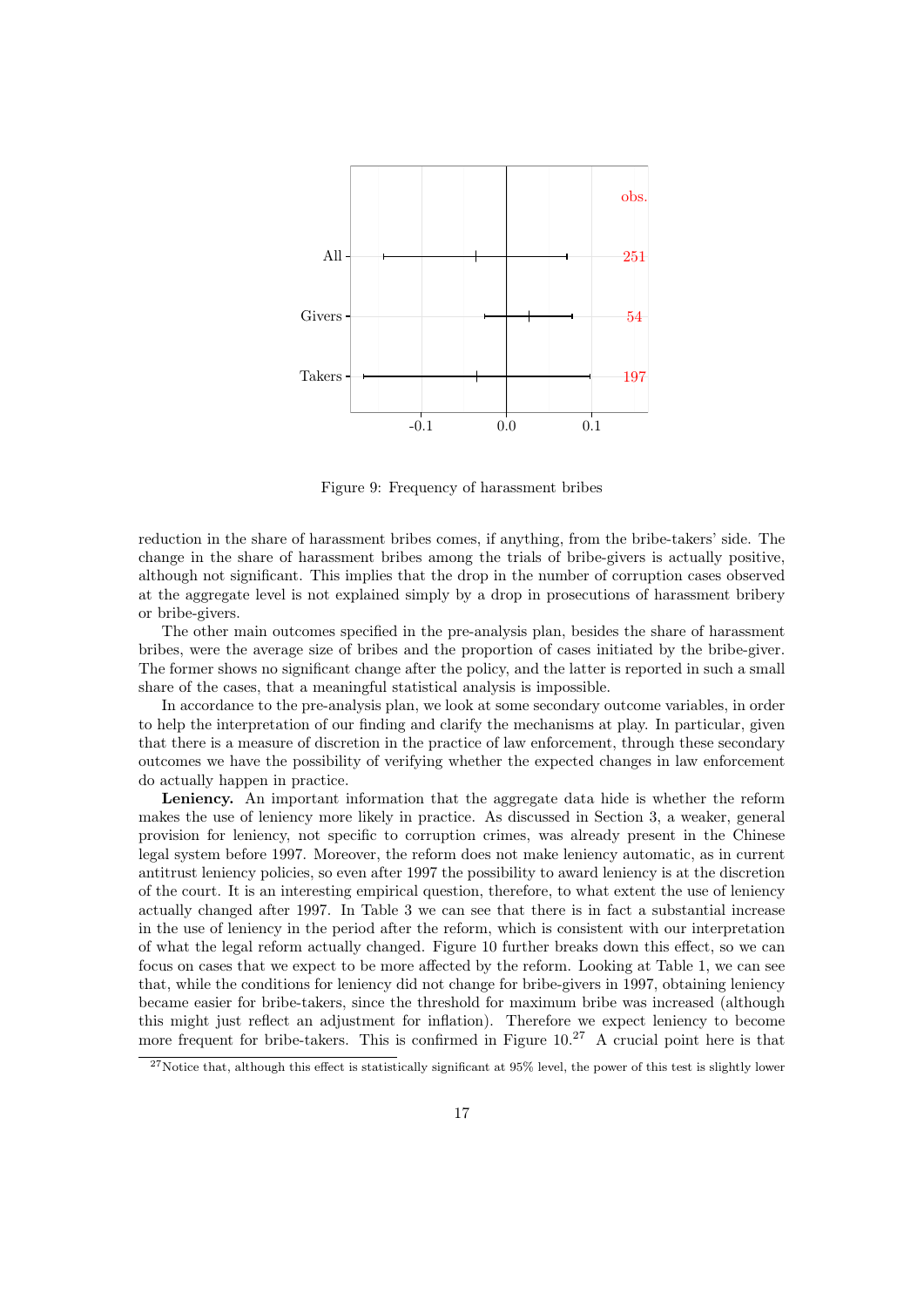Figure 9: Frequency of harassment bribes

reduction in the share of harassment bribes comes, if anything, from the bribe-takers' side. The change in the share of harassment bribes among the trials of bribe-givers is actually positive, although not significant. This implies that the drop in the number of corruption cases observed at the aggregate level is not explained simply by a drop in prosecutions of harassment bribery or bribe-givers.

The other main outcomes specified in the pre-analysis plan, besides the share of harassment bribes, were the average size of bribes and the proportion of cases initiated by the bribe-giver. The former shows no significant change after the policy, and the latter is reported in such a small share of the cases, that a meaningful statistical analysis is impossible.

In accordance to the pre-analysis plan, we look at some secondary outcome variables, in order to help the interpretation of our finding and clarify the mechanisms at play. In particular, given that there is a measure of discretion in the practice of law enforcement, through these secondary outcomes we have the possibility of verifying whether the expected changes in law enforcement do actually happen in practice.

**Leniency.** An important information that the aggregate data hide is whether the reform makes the use of leniency more likely in practice. As discussed in Section 3, a weaker, general provision for leniency, not specific to corruption crimes, was already present in the Chinese legal system before 1997. Moreover, the reform does not make leniency automatic, as in current antitrust leniency policies, so even after 1997 the possibility to award leniency is at the discretion of the court. It is an interesting empirical question, therefore, to what extent the use of leniency actually changed after 1997. In Table 3 we can see that there is in fact a substantial increase in the use of leniency in the period after the reform, which is consistent with our interpretation of what the legal reform actually changed. Figure 10 further breaks down this effect, so we can focus on cases that we expect to be more affected by the reform. Looking at Table 1, we can see that, while the conditions for leniency did not change for bribe-givers in 1997, obtaining leniency became easier for bribe-takers, since the threshold for maximum bribe was increased (although this might just reflect an adjustment for inflation). Therefore we expect leniency to become more frequent for bribe-takers. This is confirmed in Figure 10.[27] A crucial point here is that

[27] Notice that, although this effect is statistically significant at 95% level, the power of this test is slightly lower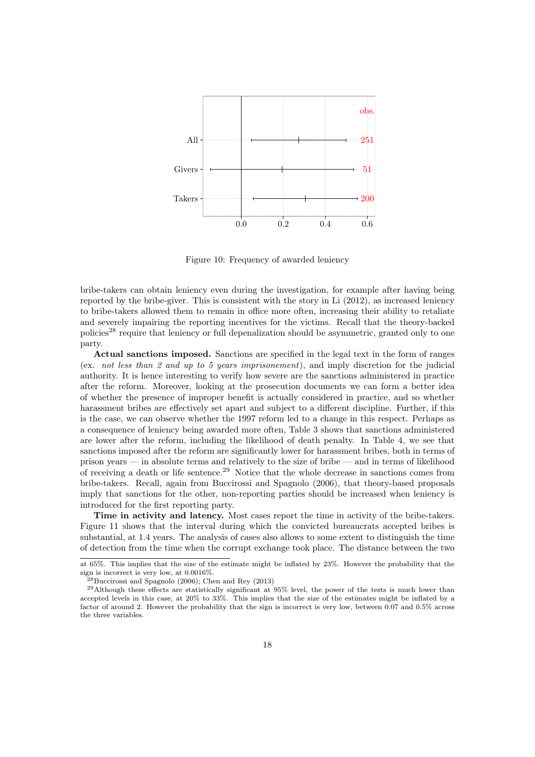Figure 10: Frequency of awarded leniency

bribe-takers can obtain leniency even during the investigation, for example after having being reported by the bribe-giver. This is consistent with the story in Li (2012), as increased leniency to bribe-takers allowed them to remain in office more often, increasing their ability to retaliate and severely impairing the reporting incentives for the victims. Recall that the theory-backed policies[28] require that leniency or full depenalization should be asymmetric, granted only to one party.

**Actual sanctions imposed.** Sanctions are specified in the legal text in the form of ranges (ex. *not less than 2 and up to 5 years imprisonement*), and imply discretion for the judicial authority. It is hence interesting to verify how severe are the sanctions administered in practice after the reform. Moreover, looking at the prosecution documents we can form a better idea of whether the presence of improper benefit is actually considered in practice, and so whether harassment bribes are effectively set apart and subject to a different discipline. Further, if this is the case, we can observe whether the 1997 reform led to a change in this respect. Perhaps as a consequence of leniency being awarded more often, Table 3 shows that sanctions administered are lower after the reform, including the likelihood of death penalty. In Table 4, we see that sanctions imposed after the reform are significantly lower for harassment bribes, both in terms of prison years — in absolute terms and relatively to the size of bribe — and in terms of likelihood of receiving a death or life sentence.[29] Notice that the whole decrease in sanctions comes from bribe-takers. Recall, again from Buccirossi and Spagnolo (2006), that theory-based proposals imply that sanctions for the other, non-reporting parties should be increased when leniency is introduced for the first reporting party.

**Time in activity and latency.** Most cases report the time in activity of the bribe-takers. Figure 11 shows that the interval during which the convicted bureaucrats accepted bribes is substantial, at 1.4 years. The analysis of cases also allows to some extent to distinguish the time of detection from the time when the corrupt exchange took place. The distance between the two

---

at 65%. This implies that the size of the estimate might be inflated by 23%. However the probability that the sign is incorrect is very low, at 0.0016%.

[28] Buccirossi and Spagnolo (2006); Chen and Rey (2013)

[29] Although these effects are statistically significant at 95% level, the power of the tests is much lower than accepted levels in this case, at 20% to 33%. This implies that the size of the estimates might be inflated by a factor of around 2. However the probability that the sign is incorrect is very low, between 0.07 and 0.5% across the three variables.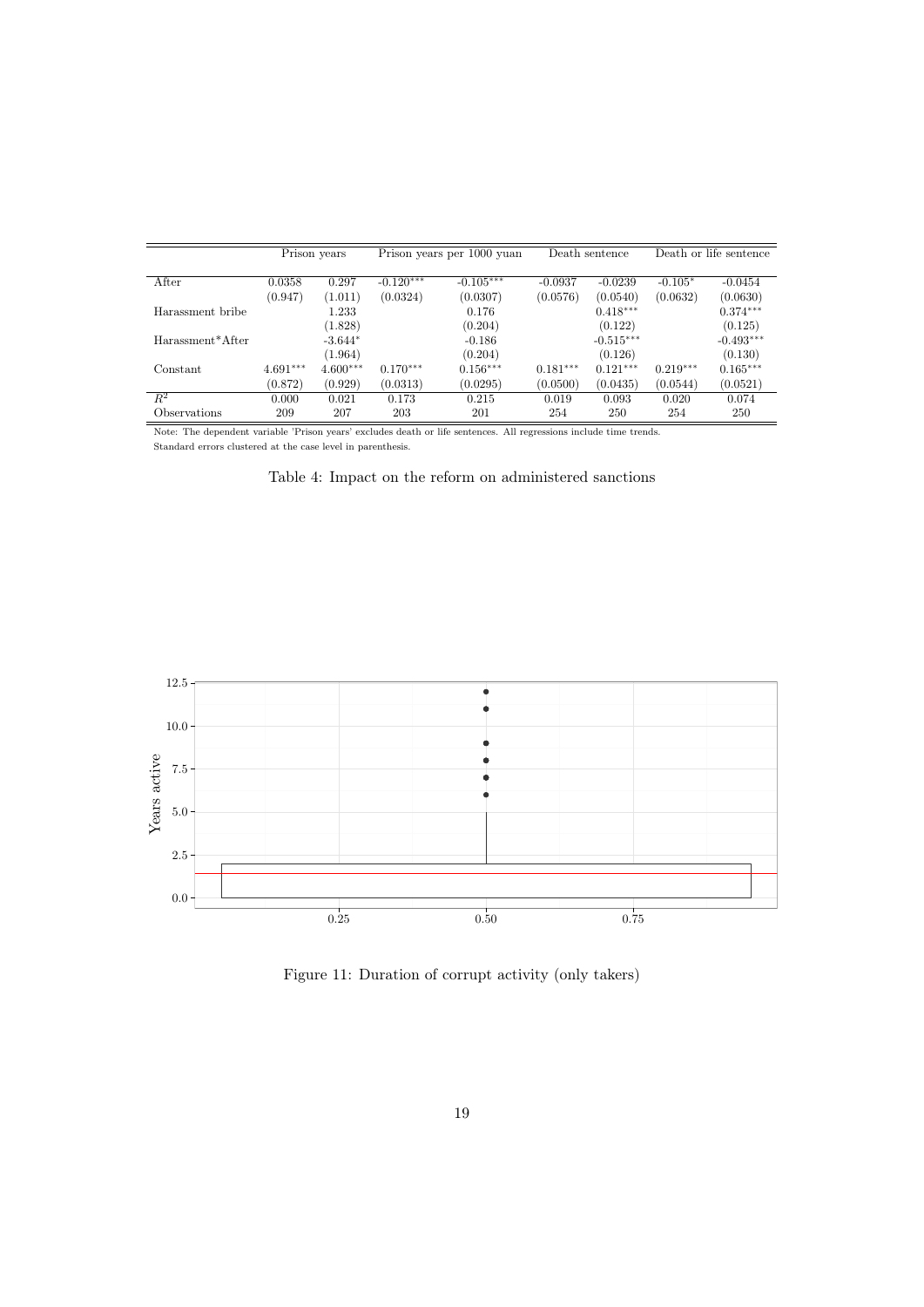| | Prison years | | Prison years per 1000 yuan | | Death sentence | | Death or life sentence | |
|---|---|---|---|---|---|---|---|---|
| After | 0.0358 | 0.297 | -0.120*** | -0.105*** | -0.0937 | -0.0239 | -0.105* | -0.0454 |
| | (0.947) | (1.011) | (0.0324) | (0.0307) | (0.0576) | (0.0540) | (0.0632) | (0.0630) |
| Harassment bribe | | 1.233 | | 0.176 | | 0.418*** | | 0.374*** |
| | | (1.828) | | (0.204) | | (0.122) | | (0.125) |
| Harassment*After | | -3.644* | | -0.186 | | -0.515*** | | -0.493*** |
| | | (1.964) | | (0.204) | | (0.126) | | (0.130) |
| Constant | 4.691*** | 4.600*** | 0.170*** | 0.156*** | 0.181*** | 0.121*** | 0.219*** | 0.165*** |
| | (0.872) | (0.929) | (0.0313) | (0.0295) | (0.0500) | (0.0435) | (0.0544) | (0.0521) |
| $R^2$ | 0.000 | 0.021 | 0.173 | 0.215 | 0.019 | 0.093 | 0.020 | 0.074 |
| Observations | 209 | 207 | 203 | 201 | 254 | 250 | 254 | 250 |

Note: The dependent variable 'Prison years' excludes death or life sentences. All regressions include time trends.
Standard errors clustered at the case level in parenthesis.

Table 4: Impact on the reform on administered sanctions

Figure 11: Duration of corrupt activity (only takers)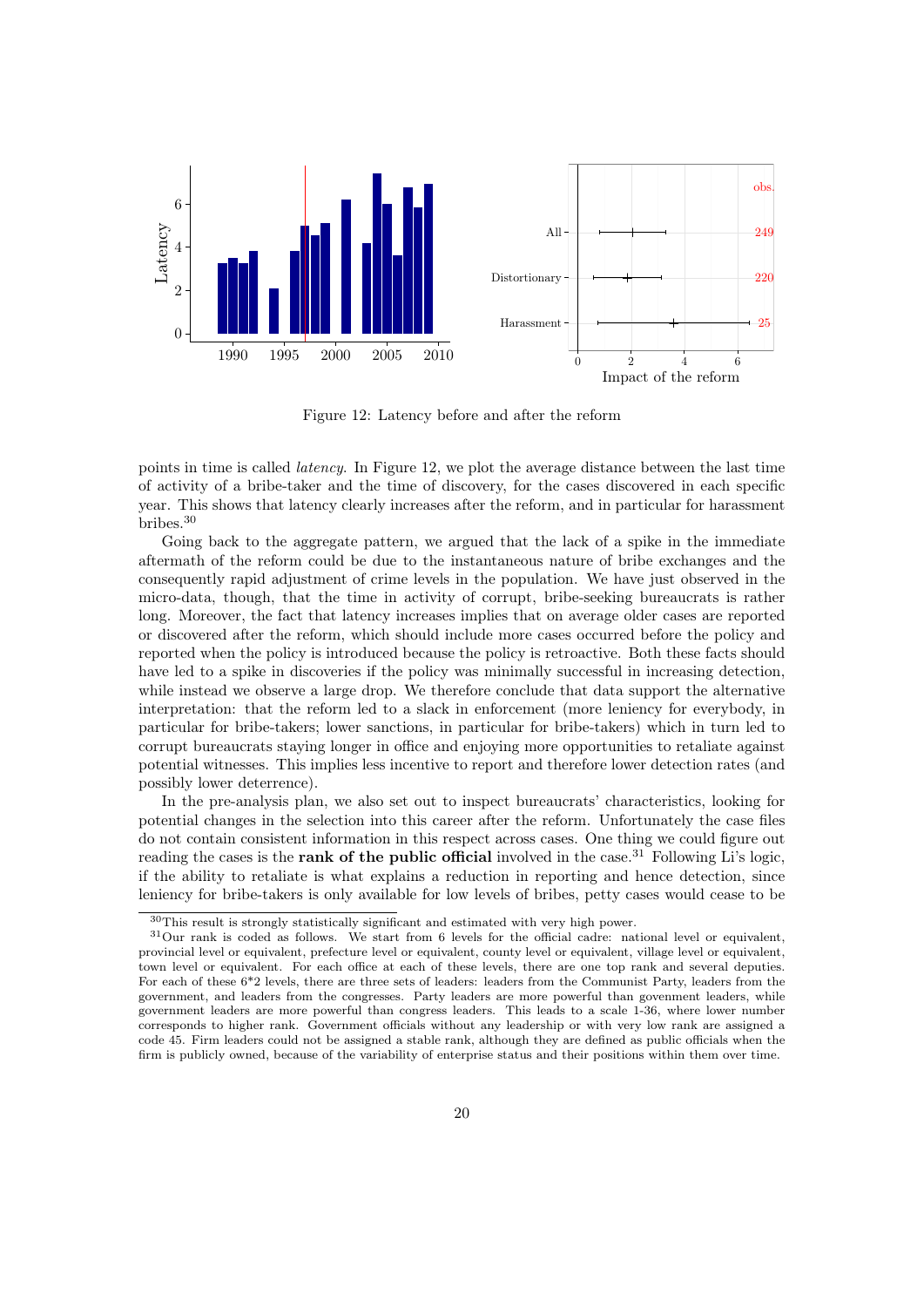Figure 12: Latency before and after the reform

points in time is called *latency*. In Figure 12, we plot the average distance between the last time of activity of a bribe-taker and the time of discovery, for the cases discovered in each specific year. This shows that latency clearly increases after the reform, and in particular for harassment bribes.[30]

Going back to the aggregate pattern, we argued that the lack of a spike in the immediate aftermath of the reform could be due to the instantaneous nature of bribe exchanges and the consequently rapid adjustment of crime levels in the population. We have just observed in the micro-data, though, that the time in activity of corrupt, bribe-seeking bureaucrats is rather long. Moreover, the fact that latency increases implies that on average older cases are reported or discovered after the reform, which should include more cases occurred before the policy and reported when the policy is introduced because the policy is retroactive. Both these facts should have led to a spike in discoveries if the policy was minimally successful in increasing detection, while instead we observe a large drop. We therefore conclude that data support the alternative interpretation: that the reform led to a slack in enforcement (more leniency for everybody, in particular for bribe-takers; lower sanctions, in particular for bribe-takers) which in turn led to corrupt bureaucrats staying longer in office and enjoying more opportunities to retaliate against potential witnesses. This implies less incentive to report and therefore lower detection rates (and possibly lower deterrence).

In the pre-analysis plan, we also set out to inspect bureaucrats' characteristics, looking for potential changes in the selection into this career after the reform. Unfortunately the case files do not contain consistent information in this respect across cases. One thing we could figure out reading the cases is the **rank of the public official** involved in the case.[31] Following Li's logic, if the ability to retaliate is what explains a reduction in reporting and hence detection, since leniency for bribe-takers is only available for low levels of bribes, petty cases would cease to be

[30]This result is strongly statistically significant and estimated with very high power.

[31]Our rank is coded as follows. We start from 6 levels for the official cadre: national level or equivalent, provincial level or equivalent, prefecture level or equivalent, county level or equivalent, village level or equivalent, town level or equivalent. For each office at each of these levels, there are one top rank and several deputies. For each of these 6*2 levels, there are three sets of leaders: leaders from the Communist Party, leaders from the government, and leaders from the congresses. Party leaders are more powerful than govenment leaders, while government leaders are more powerful than congress leaders. This leads to a scale 1-36, where lower number corresponds to higher rank. Government officials without any leadership or with very low rank are assigned a code 45. Firm leaders could not be assigned a stable rank, although they are defined as public officials when the firm is publicly owned, because of the variability of enterprise status and their positions within them over time.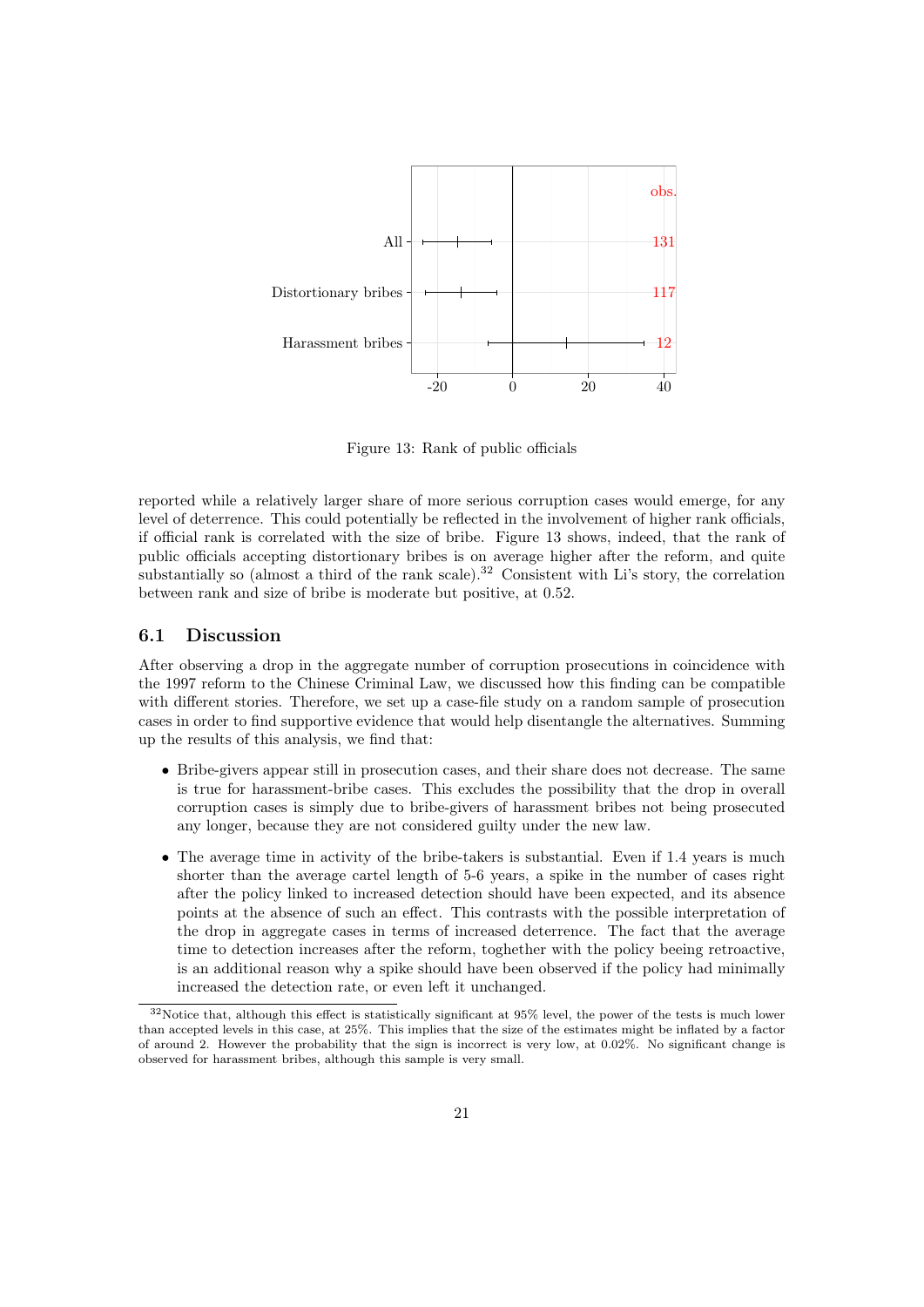Figure 13: Rank of public officials

reported while a relatively larger share of more serious corruption cases would emerge, for any level of deterrence. This could potentially be reflected in the involvement of higher rank officials, if official rank is correlated with the size of bribe. Figure 13 shows, indeed, that the rank of public officials accepting distortionary bribes is on average higher after the reform, and quite substantially so (almost a third of the rank scale).[32] Consistent with Li's story, the correlation between rank and size of bribe is moderate but positive, at 0.52.

## 6.1 Discussion

After observing a drop in the aggregate number of corruption prosecutions in coincidence with the 1997 reform to the Chinese Criminal Law, we discussed how this finding can be compatible with different stories. Therefore, we set up a case-file study on a random sample of prosecution cases in order to find supportive evidence that would help disentangle the alternatives. Summing up the results of this analysis, we find that:

- Bribe-givers appear still in prosecution cases, and their share does not decrease. The same is true for harassment-bribe cases. This excludes the possibility that the drop in overall corruption cases is simply due to bribe-givers of harassment bribes not being prosecuted any longer, because they are not considered guilty under the new law.
- The average time in activity of the bribe-takers is substantial. Even if 1.4 years is much shorter than the average cartel length of 5-6 years, a spike in the number of cases right after the policy linked to increased detection should have been expected, and its absence points at the absence of such an effect. This contrasts with the possible interpretation of the drop in aggregate cases in terms of increased deterrence. The fact that the average time to detection increases after the reform, toghether with the policy beeing retroactive, is an additional reason why a spike should have been observed if the policy had minimally increased the detection rate, or even left it unchanged.

[32] Notice that, although this effect is statistically significant at 95% level, the power of the tests is much lower than accepted levels in this case, at 25%. This implies that the size of the estimates might be inflated by a factor of around 2. However the probability that the sign is incorrect is very low, at 0.02%. No significant change is observed for harassment bribes, although this sample is very small.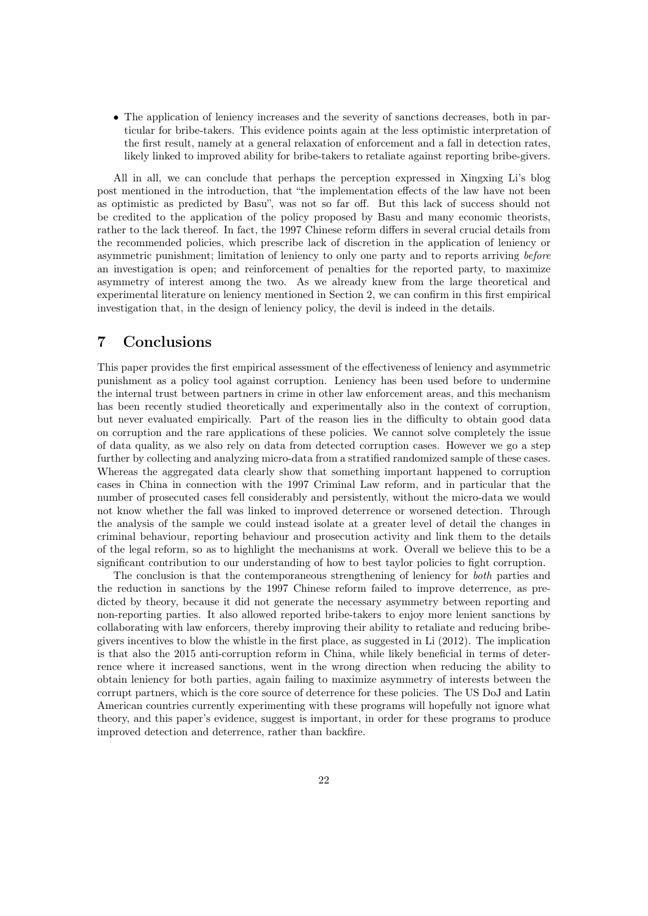- The application of leniency increases and the severity of sanctions decreases, both in particular for bribe-takers. This evidence points again at the less optimistic interpretation of the first result, namely at a general relaxation of enforcement and a fall in detection rates, likely linked to improved ability for bribe-takers to retaliate against reporting bribe-givers.

All in all, we can conclude that perhaps the perception expressed in Xingxing Li's blog post mentioned in the introduction, that "the implementation effects of the law have not been as optimistic as predicted by Basu", was not so far off. But this lack of success should not be credited to the application of the policy proposed by Basu and many economic theorists, rather to the lack thereof. In fact, the 1997 Chinese reform differs in several crucial details from the recommended policies, which prescribe lack of discretion in the application of leniency or asymmetric punishment; limitation of leniency to only one party and to reports arriving *before* an investigation is open; and reinforcement of penalties for the reported party, to maximize asymmetry of interest among the two. As we already knew from the large theoretical and experimental literature on leniency mentioned in Section 2, we can confirm in this first empirical investigation that, in the design of leniency policy, the devil is indeed in the details.

# 7 Conclusions

This paper provides the first empirical assessment of the effectiveness of leniency and asymmetric punishment as a policy tool against corruption. Leniency has been used before to undermine the internal trust between partners in crime in other law enforcement areas, and this mechanism has been recently studied theoretically and experimentally also in the context of corruption, but never evaluated empirically. Part of the reason lies in the difficulty to obtain good data on corruption and the rare applications of these policies. We cannot solve completely the issue of data quality, as we also rely on data from detected corruption cases. However we go a step further by collecting and analyzing micro-data from a stratified randomized sample of these cases. Whereas the aggregated data clearly show that something important happened to corruption cases in China in connection with the 1997 Criminal Law reform, and in particular that the number of prosecuted cases fell considerably and persistently, without the micro-data we would not know whether the fall was linked to improved deterrence or worsened detection. Through the analysis of the sample we could instead isolate at a greater level of detail the changes in criminal behaviour, reporting behaviour and prosecution activity and link them to the details of the legal reform, so as to highlight the mechanisms at work. Overall we believe this to be a significant contribution to our understanding of how to best taylor policies to fight corruption.

The conclusion is that the contemporaneous strengthening of leniency for *both* parties and the reduction in sanctions by the 1997 Chinese reform failed to improve deterrence, as predicted by theory, because it did not generate the necessary asymmetry between reporting and non-reporting parties. It also allowed reported bribe-takers to enjoy more lenient sanctions by collaborating with law enforcers, thereby improving their ability to retaliate and reducing bribe-givers incentives to blow the whistle in the first place, as suggested in Li (2012). The implication is that also the 2015 anti-corruption reform in China, while likely beneficial in terms of deterrence where it increased sanctions, went in the wrong direction when reducing the ability to obtain leniency for both parties, again failing to maximize asymmetry of interests between the corrupt partners, which is the core source of deterrence for these policies. The US DoJ and Latin American countries currently experimenting with these programs will hopefully not ignore what theory, and this paper's evidence, suggest is important, in order for these programs to produce improved detection and deterrence, rather than backfire.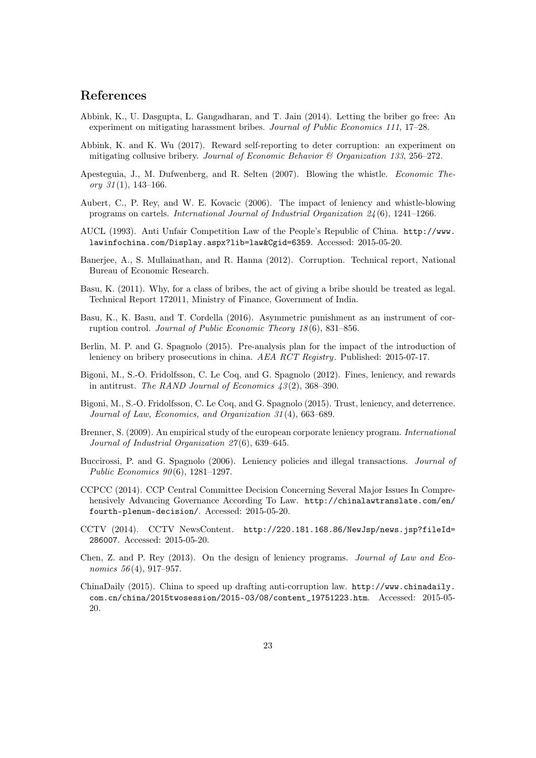## References

Abbink, K., U. Dasgupta, L. Gangadharan, and T. Jain (2014). Letting the briber go free: An experiment on mitigating harassment bribes. *Journal of Public Economics 111*, 17–28.

Abbink, K. and K. Wu (2017). Reward self-reporting to deter corruption: an experiment on mitigating collusive bribery. *Journal of Economic Behavior & Organization 133*, 256–272.

Apesteguia, J., M. Dufwenberg, and R. Selten (2007). Blowing the whistle. *Economic Theory 31*(1), 143–166.

Aubert, C., P. Rey, and W. E. Kovacic (2006). The impact of leniency and whistle-blowing programs on cartels. *International Journal of Industrial Organization 24*(6), 1241–1266.

AUCL (1993). Anti Unfair Competition Law of the People's Republic of China. http://www.lawinfochina.com/Display.aspx?lib=law&Cgid=6359. Accessed: 2015-05-20.

Banerjee, A., S. Mullainathan, and R. Hanna (2012). Corruption. Technical report, National Bureau of Economic Research.

Basu, K. (2011). Why, for a class of bribes, the act of giving a bribe should be treated as legal. Technical Report 172011, Ministry of Finance, Government of India.

Basu, K., K. Basu, and T. Cordella (2016). Asymmetric punishment as an instrument of corruption control. *Journal of Public Economic Theory 18*(6), 831–856.

Berlin, M. P. and G. Spagnolo (2015). Pre-analysis plan for the impact of the introduction of leniency on bribery prosecutions in china. *AEA RCT Registry*. Published: 2015-07-17.

Bigoni, M., S.-O. Fridolfsson, C. Le Coq, and G. Spagnolo (2012). Fines, leniency, and rewards in antitrust. *The RAND Journal of Economics 43*(2), 368–390.

Bigoni, M., S.-O. Fridolfsson, C. Le Coq, and G. Spagnolo (2015). Trust, leniency, and deterrence. *Journal of Law, Economics, and Organization 31*(4), 663–689.

Brenner, S. (2009). An empirical study of the european corporate leniency program. *International Journal of Industrial Organization 27*(6), 639–645.

Buccirossi, P. and G. Spagnolo (2006). Leniency policies and illegal transactions. *Journal of Public Economics 90*(6), 1281–1297.

CCPCC (2014). CCP Central Committee Decision Concerning Several Major Issues In Comprehensively Advancing Governance According To Law. http://chinalawtranslate.com/en/fourth-plenum-decision/. Accessed: 2015-05-20.

CCTV (2014). CCTV NewsContent. http://220.181.168.86/NewJsp/news.jsp?fileId=286007. Accessed: 2015-05-20.

Chen, Z. and P. Rey (2013). On the design of leniency programs. *Journal of Law and Economics 56*(4), 917–957.

ChinaDaily (2015). China to speed up drafting anti-corruption law. http://www.chinadaily.com.cn/china/2015twosession/2015-03/08/content_19751223.htm. Accessed: 2015-05-20.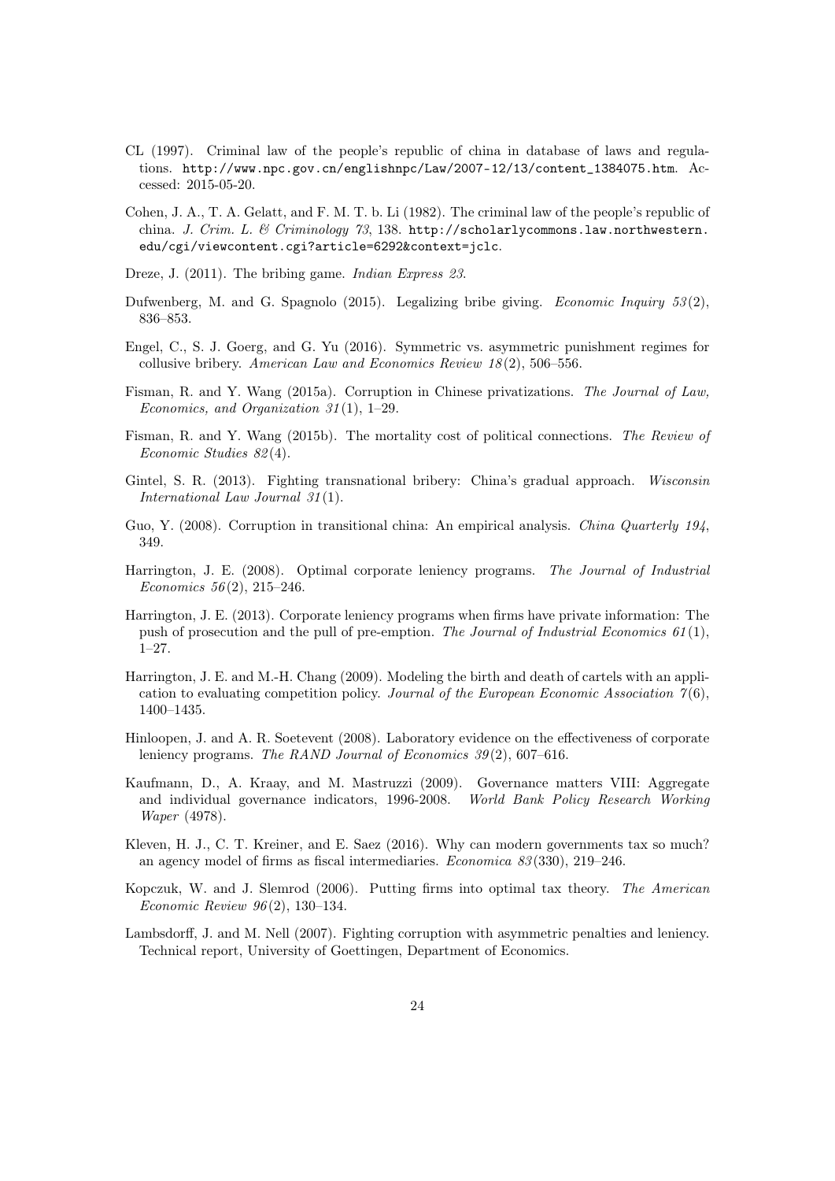CL (1997). Criminal law of the people's republic of china in database of laws and regulations. http://www.npc.gov.cn/englishnpc/Law/2007-12/13/content_1384075.htm. Accessed: 2015-05-20.

Cohen, J. A., T. A. Gelatt, and F. M. T. b. Li (1982). The criminal law of the people's republic of china. *J. Crim. L. & Criminology 73*, 138. http://scholarlycommons.law.northwestern.edu/cgi/viewcontent.cgi?article=6292&context=jclc.

Dreze, J. (2011). The bribing game. *Indian Express 23*.

Dufwenberg, M. and G. Spagnolo (2015). Legalizing bribe giving. *Economic Inquiry 53*(2), 836–853.

Engel, C., S. J. Goerg, and G. Yu (2016). Symmetric vs. asymmetric punishment regimes for collusive bribery. *American Law and Economics Review 18*(2), 506–556.

Fisman, R. and Y. Wang (2015a). Corruption in Chinese privatizations. *The Journal of Law, Economics, and Organization 31*(1), 1–29.

Fisman, R. and Y. Wang (2015b). The mortality cost of political connections. *The Review of Economic Studies 82*(4).

Gintel, S. R. (2013). Fighting transnational bribery: China's gradual approach. *Wisconsin International Law Journal 31*(1).

Guo, Y. (2008). Corruption in transitional china: An empirical analysis. *China Quarterly 194*, 349.

Harrington, J. E. (2008). Optimal corporate leniency programs. *The Journal of Industrial Economics 56*(2), 215–246.

Harrington, J. E. (2013). Corporate leniency programs when firms have private information: The push of prosecution and the pull of pre-emption. *The Journal of Industrial Economics 61*(1), 1–27.

Harrington, J. E. and M.-H. Chang (2009). Modeling the birth and death of cartels with an application to evaluating competition policy. *Journal of the European Economic Association 7*(6), 1400–1435.

Hinloopen, J. and A. R. Soetevent (2008). Laboratory evidence on the effectiveness of corporate leniency programs. *The RAND Journal of Economics 39*(2), 607–616.

Kaufmann, D., A. Kraay, and M. Mastruzzi (2009). Governance matters VIII: Aggregate and individual governance indicators, 1996-2008. *World Bank Policy Research Working Waper* (4978).

Kleven, H. J., C. T. Kreiner, and E. Saez (2016). Why can modern governments tax so much? an agency model of firms as fiscal intermediaries. *Economica 83*(330), 219–246.

Kopczuk, W. and J. Slemrod (2006). Putting firms into optimal tax theory. *The American Economic Review 96*(2), 130–134.

Lambsdorff, J. and M. Nell (2007). Fighting corruption with asymmetric penalties and leniency. Technical report, University of Goettingen, Department of Economics.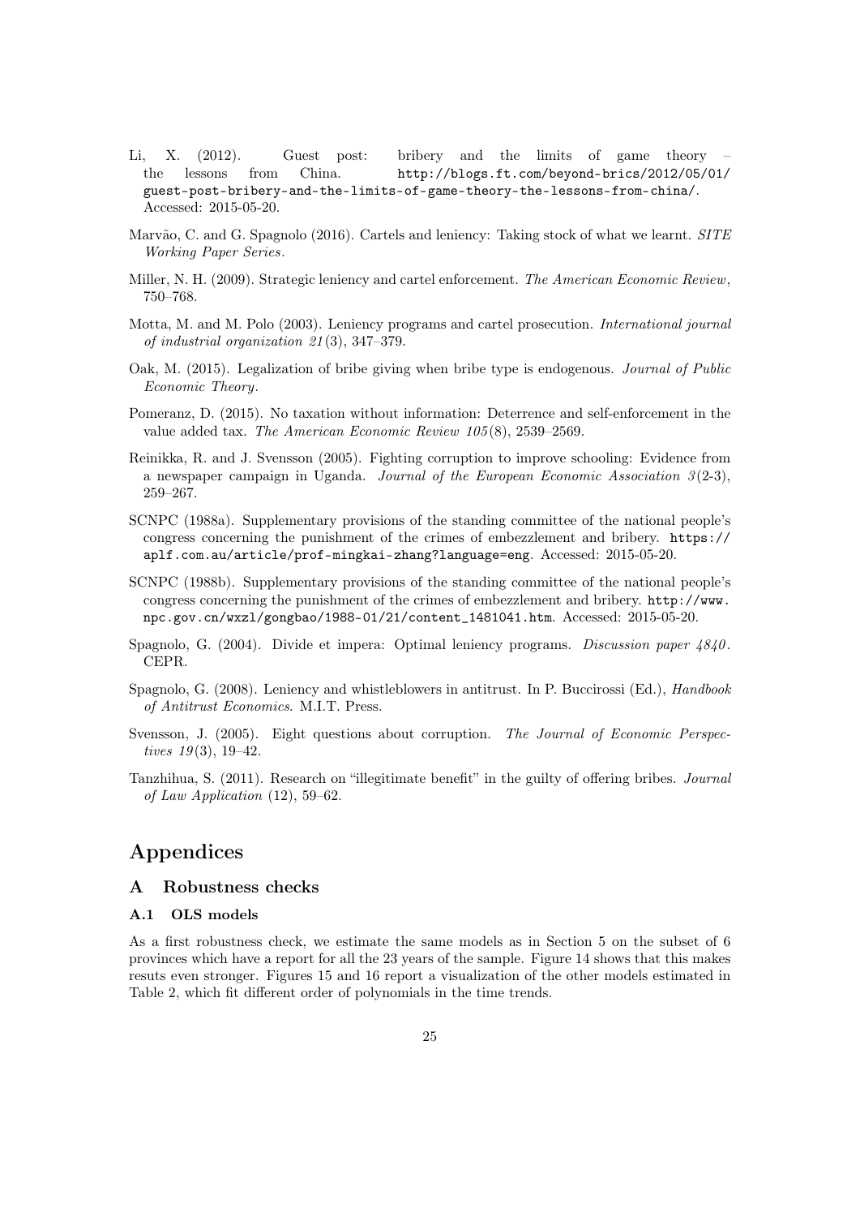Li, X. (2012). Guest post: bribery and the limits of game theory – the lessons from China. http://blogs.ft.com/beyond-brics/2012/05/01/guest-post-bribery-and-the-limits-of-game-theory-the-lessons-from-china/. Accessed: 2015-05-20.

Marvão, C. and G. Spagnolo (2016). Cartels and leniency: Taking stock of what we learnt. *SITE Working Paper Series*.

Miller, N. H. (2009). Strategic leniency and cartel enforcement. *The American Economic Review*, 750–768.

Motta, M. and M. Polo (2003). Leniency programs and cartel prosecution. *International journal of industrial organization 21*(3), 347–379.

Oak, M. (2015). Legalization of bribe giving when bribe type is endogenous. *Journal of Public Economic Theory*.

Pomeranz, D. (2015). No taxation without information: Deterrence and self-enforcement in the value added tax. *The American Economic Review 105*(8), 2539–2569.

Reinikka, R. and J. Svensson (2005). Fighting corruption to improve schooling: Evidence from a newspaper campaign in Uganda. *Journal of the European Economic Association 3*(2-3), 259–267.

SCNPC (1988a). Supplementary provisions of the standing committee of the national people's congress concerning the punishment of the crimes of embezzlement and bribery. https://aplf.com.au/article/prof-mingkai-zhang?language=eng. Accessed: 2015-05-20.

SCNPC (1988b). Supplementary provisions of the standing committee of the national people's congress concerning the punishment of the crimes of embezzlement and bribery. http://www.npc.gov.cn/wxzl/gongbao/1988-01/21/content_1481041.htm. Accessed: 2015-05-20.

Spagnolo, G. (2004). Divide et impera: Optimal leniency programs. *Discussion paper 4840*. CEPR.

Spagnolo, G. (2008). Leniency and whistleblowers in antitrust. In P. Buccirossi (Ed.), *Handbook of Antitrust Economics*. M.I.T. Press.

Svensson, J. (2005). Eight questions about corruption. *The Journal of Economic Perspectives 19*(3), 19–42.

Tanzhihua, S. (2011). Research on "illegitimate benefit" in the guilty of offering bribes. *Journal of Law Application* (12), 59–62.

# Appendices

## A Robustness checks

### A.1 OLS models

As a first robustness check, we estimate the same models as in Section 5 on the subset of 6 provinces which have a report for all the 23 years of the sample. Figure 14 shows that this makes resuts even stronger. Figures 15 and 16 report a visualization of the other models estimated in Table 2, which fit different order of polynomials in the time trends.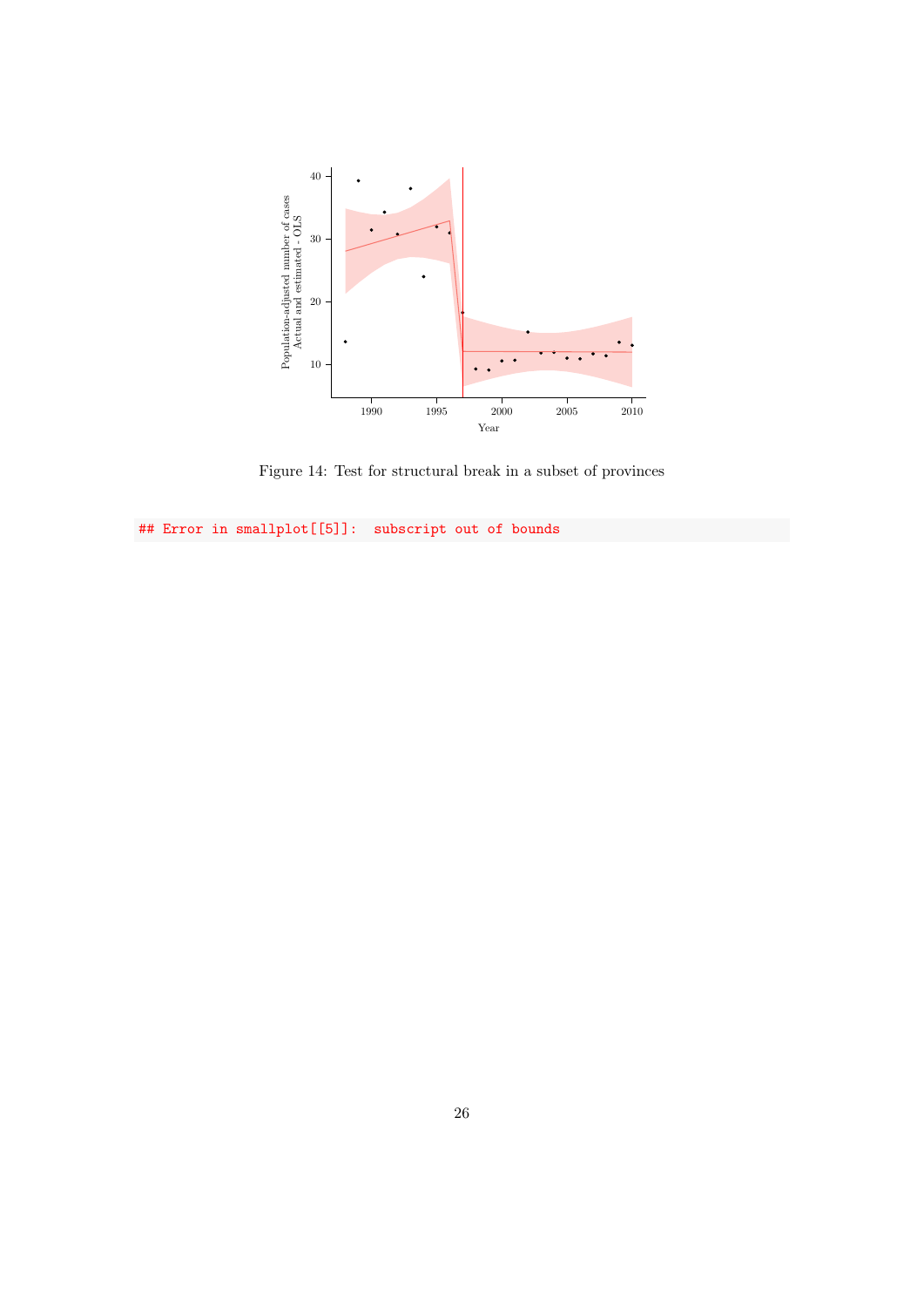Figure 14: Test for structural break in a subset of provinces

```
## Error in smallplot[[5]]:  subscript out of bounds
```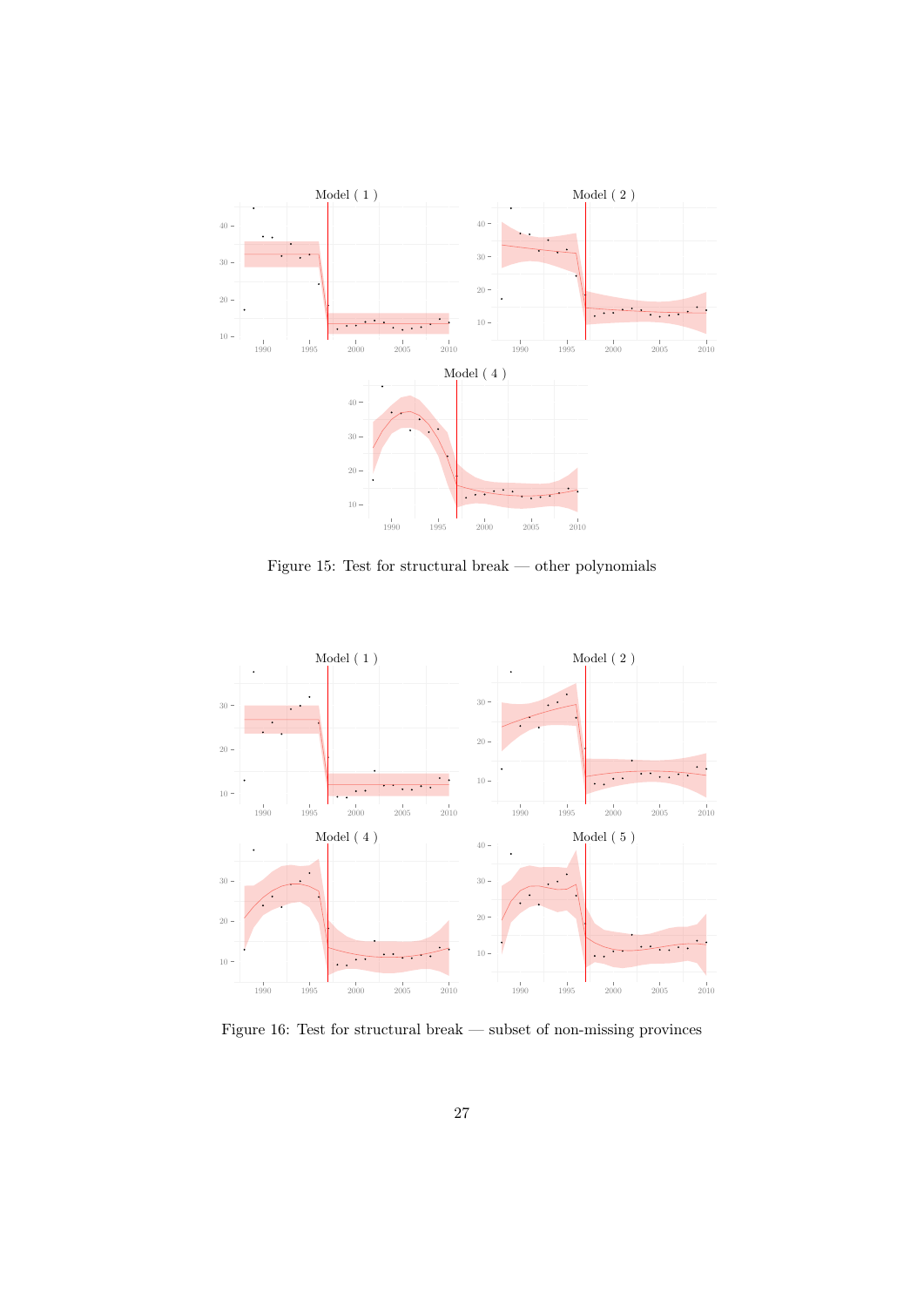Figure 15: Test for structural break — other polynomials

Figure 16: Test for structural break — subset of non-missing provinces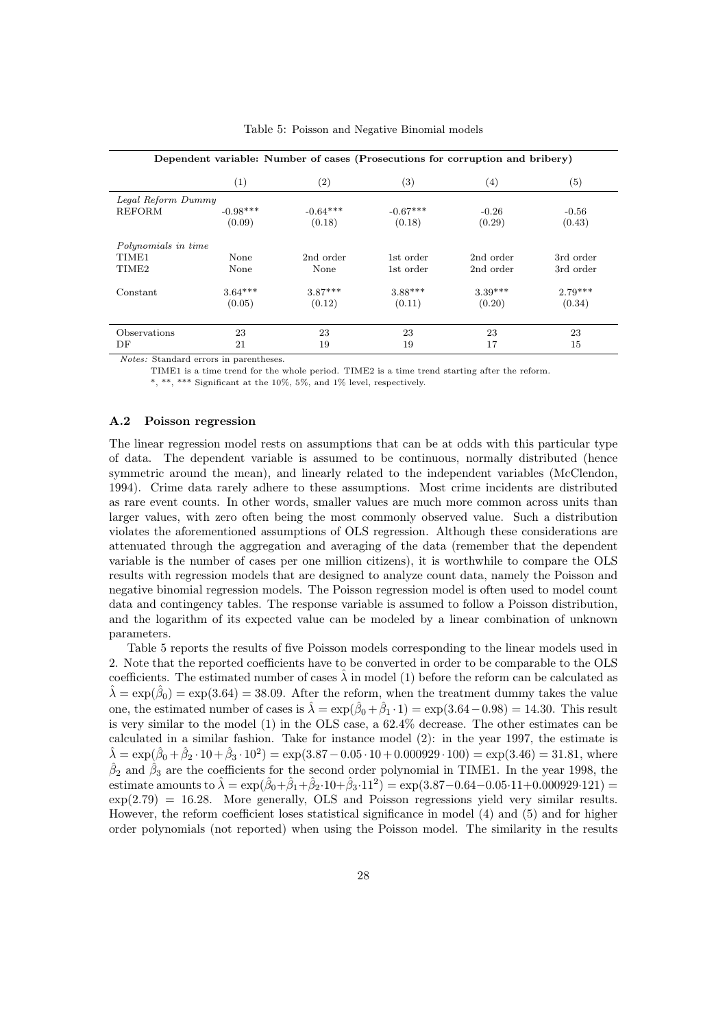Table 5: Poisson and Negative Binomial models

| Dependent variable: Number of cases (Prosecutions for corruption and bribery) | | | | | |
|---|---|---|---|---|---|
| | (1) | (2) | (3) | (4) | (5) |
| *Legal Reform Dummy* | | | | | |
| REFORM | -0.98*** | -0.64*** | -0.67*** | -0.26 | -0.56 |
| | (0.09) | (0.18) | (0.18) | (0.29) | (0.43) |
| *Polynomials in time* | | | | | |
| TIME1 | None | 2nd order | 1st order | 2nd order | 3rd order |
| TIME2 | None | None | 1st order | 2nd order | 3rd order |
| Constant | 3.64*** | 3.87*** | 3.88*** | 3.39*** | 2.79*** |
| | (0.05) | (0.12) | (0.11) | (0.20) | (0.34) |
| Observations | 23 | 23 | 23 | 23 | 23 |
| DF | 21 | 19 | 19 | 17 | 15 |

*Notes:* Standard errors in parentheses.

TIME1 is a time trend for the whole period. TIME2 is a time trend starting after the reform.

*, **, *** Significant at the 10%, 5%, and 1% level, respectively.

### A.2 Poisson regression

The linear regression model rests on assumptions that can be at odds with this particular type of data. The dependent variable is assumed to be continuous, normally distributed (hence symmetric around the mean), and linearly related to the independent variables (McClendon, 1994). Crime data rarely adhere to these assumptions. Most crime incidents are distributed as rare event counts. In other words, smaller values are much more common across units than larger values, with zero often being the most commonly observed value. Such a distribution violates the aforementioned assumptions of OLS regression. Although these considerations are attenuated through the aggregation and averaging of the data (remember that the dependent variable is the number of cases per one million citizens), it is worthwhile to compare the OLS results with regression models that are designed to analyze count data, namely the Poisson and negative binomial regression models. The Poisson regression model is often used to model count data and contingency tables. The response variable is assumed to follow a Poisson distribution, and the logarithm of its expected value can be modeled by a linear combination of unknown parameters.

Table 5 reports the results of five Poisson models corresponding to the linear models used in 2. Note that the reported coefficients have to be converted in order to be comparable to the OLS coefficients. The estimated number of cases $\hat{\lambda}$ in model (1) before the reform can be calculated as $\hat{\lambda} = \exp(\hat{\beta}_0) = \exp(3.64) = 38.09$. After the reform, when the treatment dummy takes the value one, the estimated number of cases is $\hat{\lambda} = \exp(\hat{\beta}_0 + \hat{\beta}_1 \cdot 1) = \exp(3.64 - 0.98) = 14.30$. This result is very similar to the model (1) in the OLS case, a 62.4% decrease. The other estimates can be calculated in a similar fashion. Take for instance model (2): in the year 1997, the estimate is $\hat{\lambda} = \exp(\hat{\beta}_0 + \hat{\beta}_2 \cdot 10 + \hat{\beta}_3 \cdot 10^2) = \exp(3.87 - 0.05 \cdot 10 + 0.000929 \cdot 100) = \exp(3.46) = 31.81$, where $\hat{\beta}_2$ and $\hat{\beta}_3$ are the coefficients for the second order polynomial in TIME1. In the year 1998, the estimate amounts to $\hat{\lambda} = \exp(\hat{\beta}_0 + \hat{\beta}_1 + \hat{\beta}_2 \cdot 10 + \hat{\beta}_3 \cdot 11^2) = \exp(3.87 - 0.64 - 0.05 \cdot 11 + 0.000929 \cdot 121) = \exp(2.79) = 16.28$. More generally, OLS and Poisson regressions yield very similar results. However, the reform coefficient loses statistical significance in model (4) and (5) and for higher order polynomials (not reported) when using the Poisson model. The similarity in the results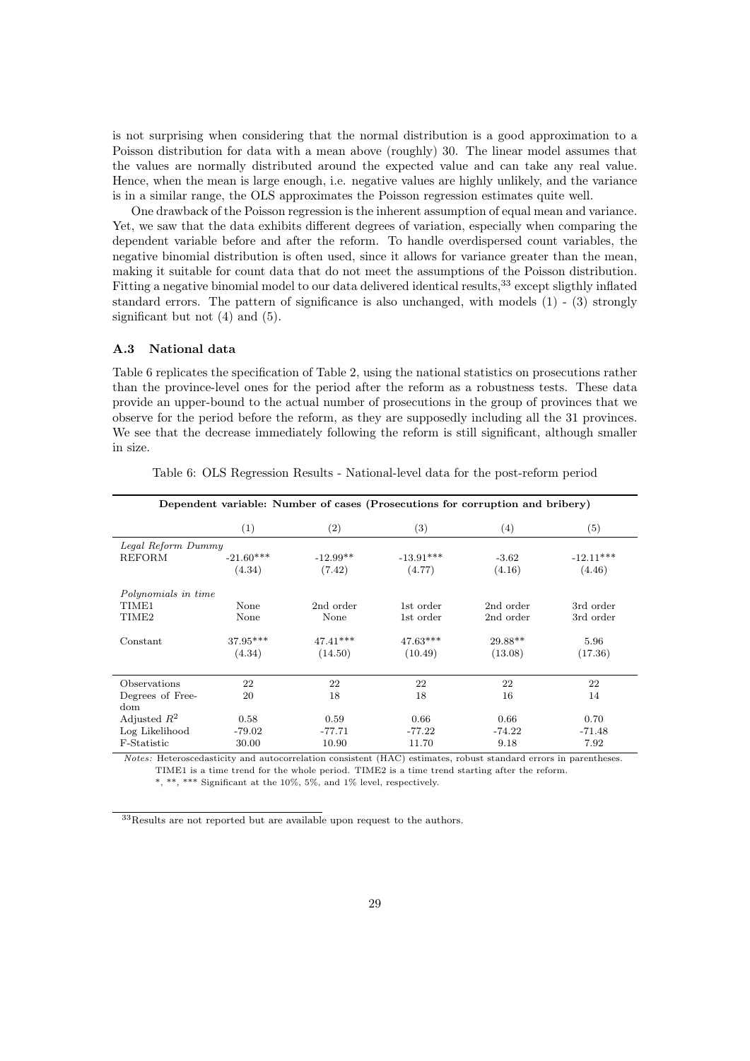is not surprising when considering that the normal distribution is a good approximation to a Poisson distribution for data with a mean above (roughly) 30. The linear model assumes that the values are normally distributed around the expected value and can take any real value. Hence, when the mean is large enough, i.e. negative values are highly unlikely, and the variance is in a similar range, the OLS approximates the Poisson regression estimates quite well.

One drawback of the Poisson regression is the inherent assumption of equal mean and variance. Yet, we saw that the data exhibits different degrees of variation, especially when comparing the dependent variable before and after the reform. To handle overdispersed count variables, the negative binomial distribution is often used, since it allows for variance greater than the mean, making it suitable for count data that do not meet the assumptions of the Poisson distribution. Fitting a negative binomial model to our data delivered identical results,[33] except sligthly inflated standard errors. The pattern of significance is also unchanged, with models (1) - (3) strongly significant but not (4) and (5).

### A.3 National data

Table 6 replicates the specification of Table 2, using the national statistics on prosecutions rather than the province-level ones for the period after the reform as a robustness tests. These data provide an upper-bound to the actual number of prosecutions in the group of provinces that we observe for the period before the reform, as they are supposedly including all the 31 provinces. We see that the decrease immediately following the reform is still significant, although smaller in size.

Table 6: OLS Regression Results - National-level data for the post-reform period

| **Dependent variable: Number of cases (Prosecutions for corruption and bribery)** | | | | | |
|---|---|---|---|---|---|
| | (1) | (2) | (3) | (4) | (5) |
| *Legal Reform Dummy* | | | | | |
| REFORM | -21.60*** | -12.99** | -13.91*** | -3.62 | -12.11*** |
| | (4.34) | (7.42) | (4.77) | (4.16) | (4.46) |
| *Polynomials in time* | | | | | |
| TIME1 | None | 2nd order | 1st order | 2nd order | 3rd order |
| TIME2 | None | None | 1st order | 2nd order | 3rd order |
| Constant | 37.95*** | 47.41*** | 47.63*** | 29.88** | 5.96 |
| | (4.34) | (14.50) | (10.49) | (13.08) | (17.36) |
| Observations | 22 | 22 | 22 | 22 | 22 |
| Degrees of Freedom | 20 | 18 | 18 | 16 | 14 |
| Adjusted $R^2$ | 0.58 | 0.59 | 0.66 | 0.66 | 0.70 |
| Log Likelihood | -79.02 | -77.71 | -77.22 | -74.22 | -71.48 |
| F-Statistic | 30.00 | 10.90 | 11.70 | 9.18 | 7.92 |

*Notes:* Heteroscedasticity and autocorrelation consistent (HAC) estimates, robust standard errors in parentheses.
TIME1 is a time trend for the whole period. TIME2 is a time trend starting after the reform.
*, **, *** Significant at the 10%, 5%, and 1% level, respectively.

[33] Results are not reported but are available upon request to the authors.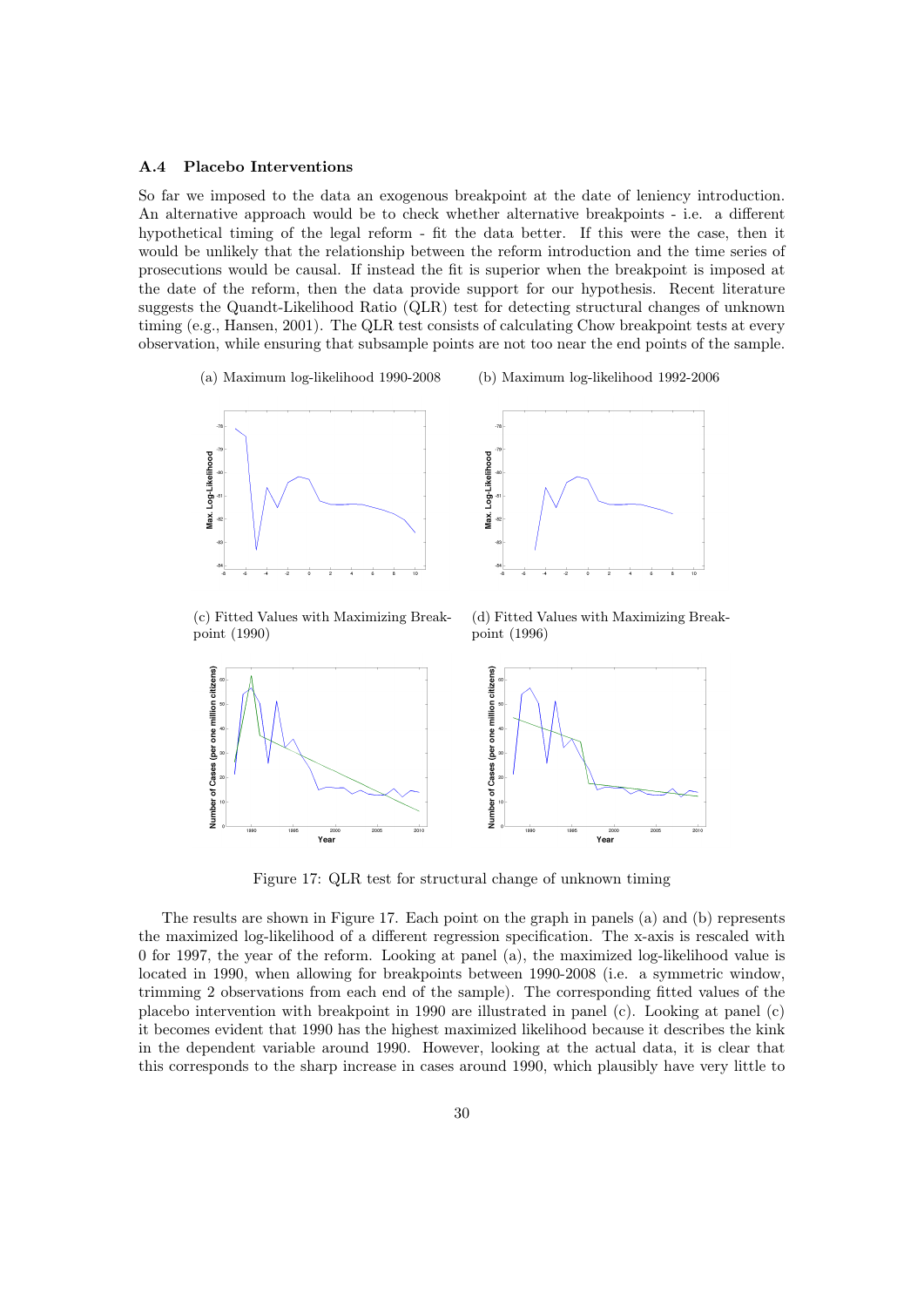### A.4 Placebo Interventions

So far we imposed to the data an exogenous breakpoint at the date of leniency introduction. An alternative approach would be to check whether alternative breakpoints - i.e. a different hypothetical timing of the legal reform - fit the data better. If this were the case, then it would be unlikely that the relationship between the reform introduction and the time series of prosecutions would be causal. If instead the fit is superior when the breakpoint is imposed at the date of the reform, then the data provide support for our hypothesis. Recent literature suggests the Quandt-Likelihood Ratio (QLR) test for detecting structural changes of unknown timing (e.g., Hansen, 2001). The QLR test consists of calculating Chow breakpoint tests at every observation, while ensuring that subsample points are not too near the end points of the sample.

(a) Maximum log-likelihood 1990-2008

(b) Maximum log-likelihood 1992-2006

(c) Fitted Values with Maximizing Breakpoint (1990)

(d) Fitted Values with Maximizing Breakpoint (1996)

Figure 17: QLR test for structural change of unknown timing

The results are shown in Figure 17. Each point on the graph in panels (a) and (b) represents the maximized log-likelihood of a different regression specification. The x-axis is rescaled with 0 for 1997, the year of the reform. Looking at panel (a), the maximized log-likelihood value is located in 1990, when allowing for breakpoints between 1990-2008 (i.e. a symmetric window, trimming 2 observations from each end of the sample). The corresponding fitted values of the placebo intervention with breakpoint in 1990 are illustrated in panel (c). Looking at panel (c) it becomes evident that 1990 has the highest maximized likelihood because it describes the kink in the dependent variable around 1990. However, looking at the actual data, it is clear that this corresponds to the sharp increase in cases around 1990, which plausibly have very little to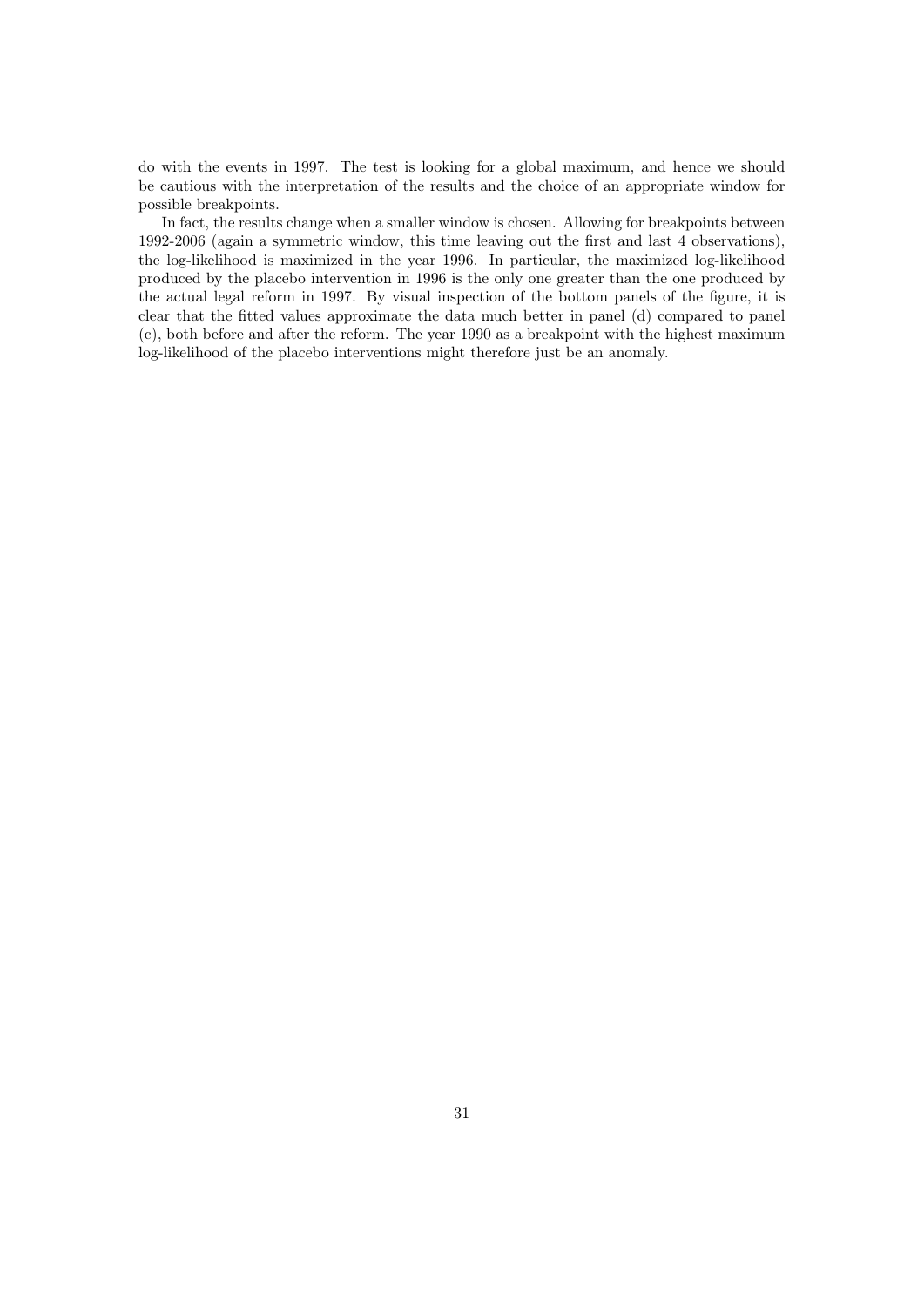do with the events in 1997. The test is looking for a global maximum, and hence we should be cautious with the interpretation of the results and the choice of an appropriate window for possible breakpoints.

In fact, the results change when a smaller window is chosen. Allowing for breakpoints between 1992-2006 (again a symmetric window, this time leaving out the first and last 4 observations), the log-likelihood is maximized in the year 1996. In particular, the maximized log-likelihood produced by the placebo intervention in 1996 is the only one greater than the one produced by the actual legal reform in 1997. By visual inspection of the bottom panels of the figure, it is clear that the fitted values approximate the data much better in panel (d) compared to panel (c), both before and after the reform. The year 1990 as a breakpoint with the highest maximum log-likelihood of the placebo interventions might therefore just be an anomaly.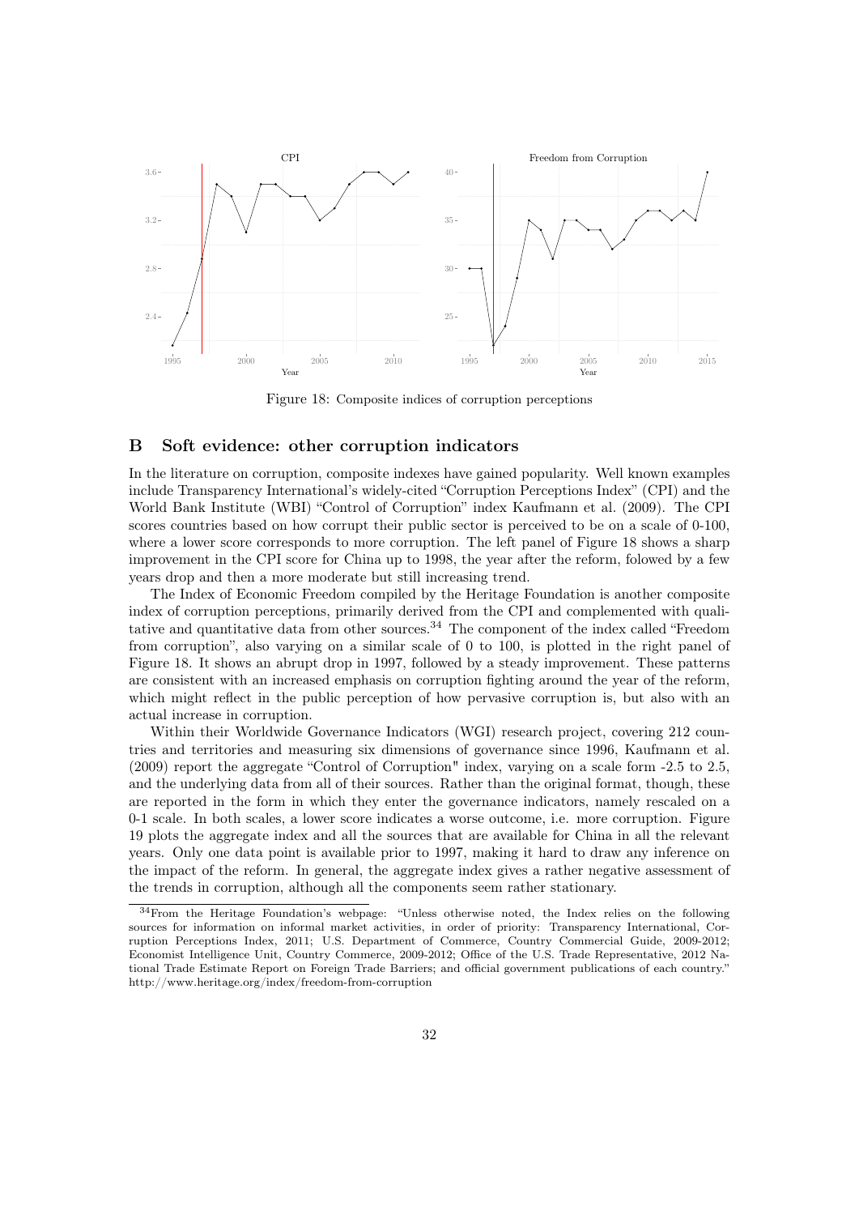Figure 18: Composite indices of corruption perceptions

## B Soft evidence: other corruption indicators

In the literature on corruption, composite indexes have gained popularity. Well known examples include Transparency International's widely-cited "Corruption Perceptions Index" (CPI) and the World Bank Institute (WBI) "Control of Corruption" index Kaufmann et al. (2009). The CPI scores countries based on how corrupt their public sector is perceived to be on a scale of 0-100, where a lower score corresponds to more corruption. The left panel of Figure 18 shows a sharp improvement in the CPI score for China up to 1998, the year after the reform, folowed by a few years drop and then a more moderate but still increasing trend.

The Index of Economic Freedom compiled by the Heritage Foundation is another composite index of corruption perceptions, primarily derived from the CPI and complemented with qualitative and quantitative data from other sources.[34] The component of the index called "Freedom from corruption", also varying on a similar scale of 0 to 100, is plotted in the right panel of Figure 18. It shows an abrupt drop in 1997, followed by a steady improvement. These patterns are consistent with an increased emphasis on corruption fighting around the year of the reform, which might reflect in the public perception of how pervasive corruption is, but also with an actual increase in corruption.

Within their Worldwide Governance Indicators (WGI) research project, covering 212 countries and territories and measuring six dimensions of governance since 1996, Kaufmann et al. (2009) report the aggregate "Control of Corruption" index, varying on a scale form -2.5 to 2.5, and the underlying data from all of their sources. Rather than the original format, though, these are reported in the form in which they enter the governance indicators, namely rescaled on a 0-1 scale. In both scales, a lower score indicates a worse outcome, i.e. more corruption. Figure 19 plots the aggregate index and all the sources that are available for China in all the relevant years. Only one data point is available prior to 1997, making it hard to draw any inference on the impact of the reform. In general, the aggregate index gives a rather negative assessment of the trends in corruption, although all the components seem rather stationary.

[34] From the Heritage Foundation's webpage: "Unless otherwise noted, the Index relies on the following sources for information on informal market activities, in order of priority: Transparency International, Corruption Perceptions Index, 2011; U.S. Department of Commerce, Country Commercial Guide, 2009-2012; Economist Intelligence Unit, Country Commerce, 2009-2012; Office of the U.S. Trade Representative, 2012 National Trade Estimate Report on Foreign Trade Barriers; and official government publications of each country." http://www.heritage.org/index/freedom-from-corruption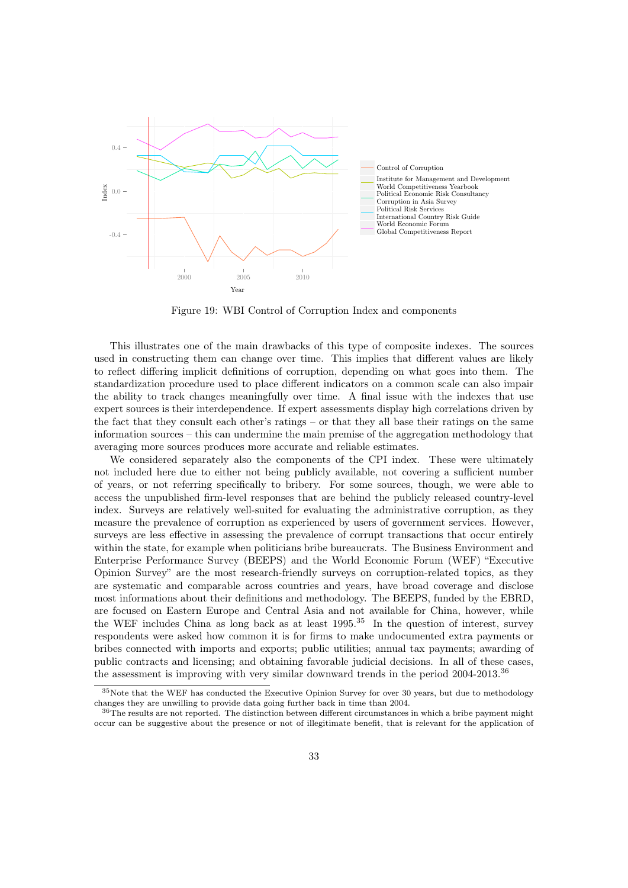0.4
0.0
-0.4
Index
2000
2005
2010
Year

Control of Corruption
Institute for Management and Development
World Competitiveness Yearbook
Political Economic Risk Consultancy
Corruption in Asia Survey
Political Risk Services
International Country Risk Guide
World Economic Forum
Global Competitiveness Report

Figure 19: WBI Control of Corruption Index and components

This illustrates one of the main drawbacks of this type of composite indexes. The sources used in constructing them can change over time. This implies that different values are likely to reflect differing implicit definitions of corruption, depending on what goes into them. The standardization procedure used to place different indicators on a common scale can also impair the ability to track changes meaningfully over time. A final issue with the indexes that use expert sources is their interdependence. If expert assessments display high correlations driven by the fact that they consult each other's ratings – or that they all base their ratings on the same information sources – this can undermine the main premise of the aggregation methodology that averaging more sources produces more accurate and reliable estimates.

We considered separately also the components of the CPI index. These were ultimately not included here due to either not being publicly available, not covering a sufficient number of years, or not referring specifically to bribery. For some sources, though, we were able to access the unpublished firm-level responses that are behind the publicly released country-level index. Surveys are relatively well-suited for evaluating the administrative corruption, as they measure the prevalence of corruption as experienced by users of government services. However, surveys are less effective in assessing the prevalence of corrupt transactions that occur entirely within the state, for example when politicians bribe bureaucrats. The Business Environment and Enterprise Performance Survey (BEEPS) and the World Economic Forum (WEF) "Executive Opinion Survey" are the most research-friendly surveys on corruption-related topics, as they are systematic and comparable across countries and years, have broad coverage and disclose most informations about their definitions and methodology. The BEEPS, funded by the EBRD, are focused on Eastern Europe and Central Asia and not available for China, however, while the WEF includes China as long back as at least 1995.[35] In the question of interest, survey respondents were asked how common it is for firms to make undocumented extra payments or bribes connected with imports and exports; public utilities; annual tax payments; awarding of public contracts and licensing; and obtaining favorable judicial decisions. In all of these cases, the assessment is improving with very similar downward trends in the period 2004-2013.[36]

[35] Note that the WEF has conducted the Executive Opinion Survey for over 30 years, but due to methodology changes they are unwilling to provide data going further back in time than 2004.

[36] The results are not reported. The distinction between different circumstances in which a bribe payment might occur can be suggestive about the presence or not of illegitimate benefit, that is relevant for the application of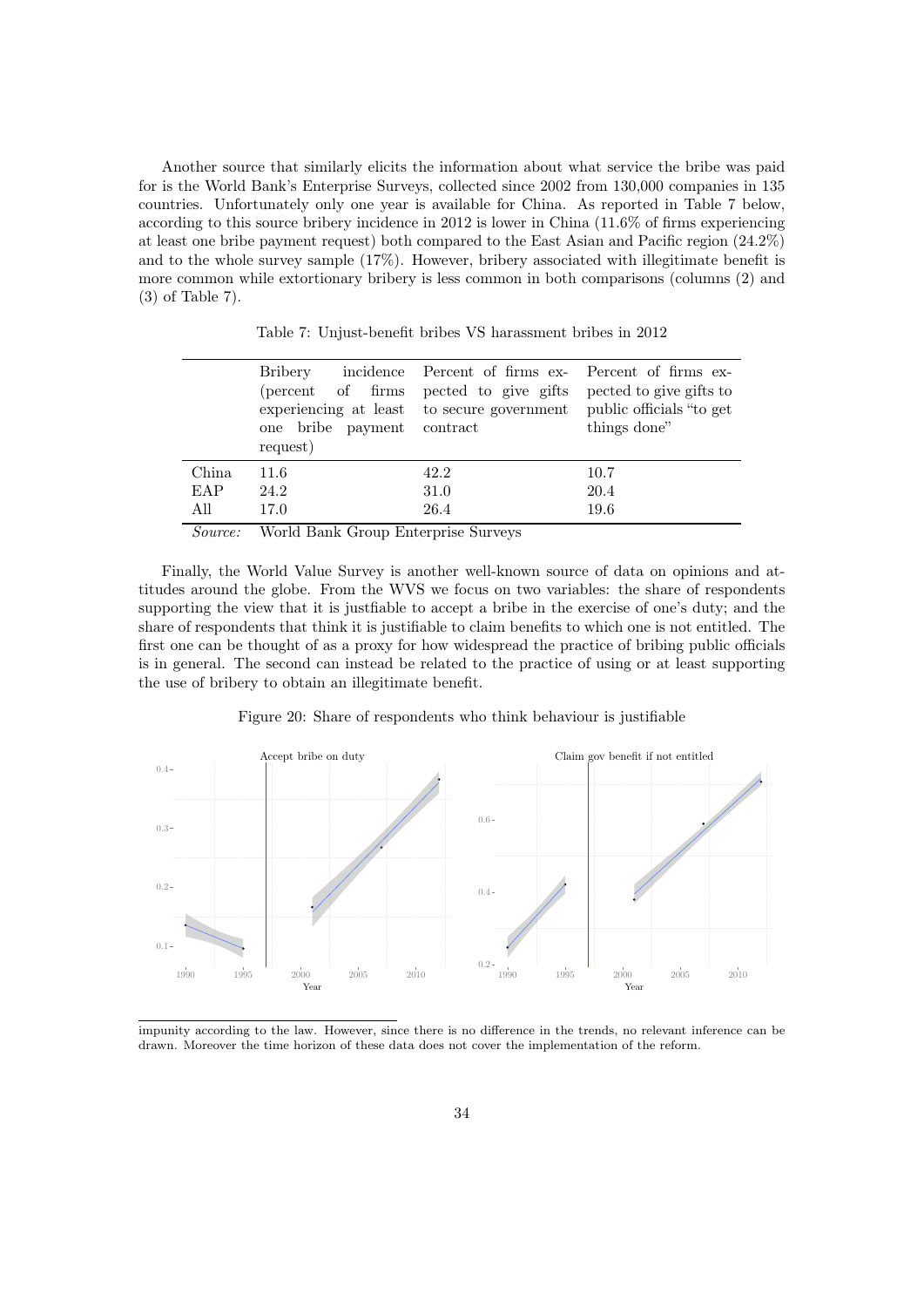Another source that similarly elicits the information about what service the bribe was paid for is the World Bank's Enterprise Surveys, collected since 2002 from 130,000 companies in 135 countries. Unfortunately only one year is available for China. As reported in Table 7 below, according to this source bribery incidence in 2012 is lower in China (11.6% of firms experiencing at least one bribe payment request) both compared to the East Asian and Pacific region (24.2%) and to the whole survey sample (17%). However, bribery associated with illegitimate benefit is more common while extortionary bribery is less common in both comparisons (columns (2) and (3) of Table 7).

Table 7: Unjust-benefit bribes VS harassment bribes in 2012

| | Bribery incidence (percent of firms experiencing at least one bribe payment request) | Percent of firms expected to give gifts to secure government contract | Percent of firms expected to give gifts to public officials "to get things done" |
|---|---|---|---|
| China | 11.6 | 42.2 | 10.7 |
| EAP | 24.2 | 31.0 | 20.4 |
| All | 17.0 | 26.4 | 19.6 |

*Source:* World Bank Group Enterprise Surveys

Finally, the World Value Survey is another well-known source of data on opinions and attitudes around the globe. From the WVS we focus on two variables: the share of respondents supporting the view that it is justfiable to accept a bribe in the exercise of one's duty; and the share of respondents that think it is justifiable to claim benefits to which one is not entitled. The first one can be thought of as a proxy for how widespread the practice of bribing public officials is in general. The second can instead be related to the practice of using or at least supporting the use of bribery to obtain an illegitimate benefit.

Figure 20: Share of respondents who think behaviour is justifiable

impunity according to the law. However, since there is no difference in the trends, no relevant inference can be drawn. Moreover the time horizon of these data does not cover the implementation of the reform.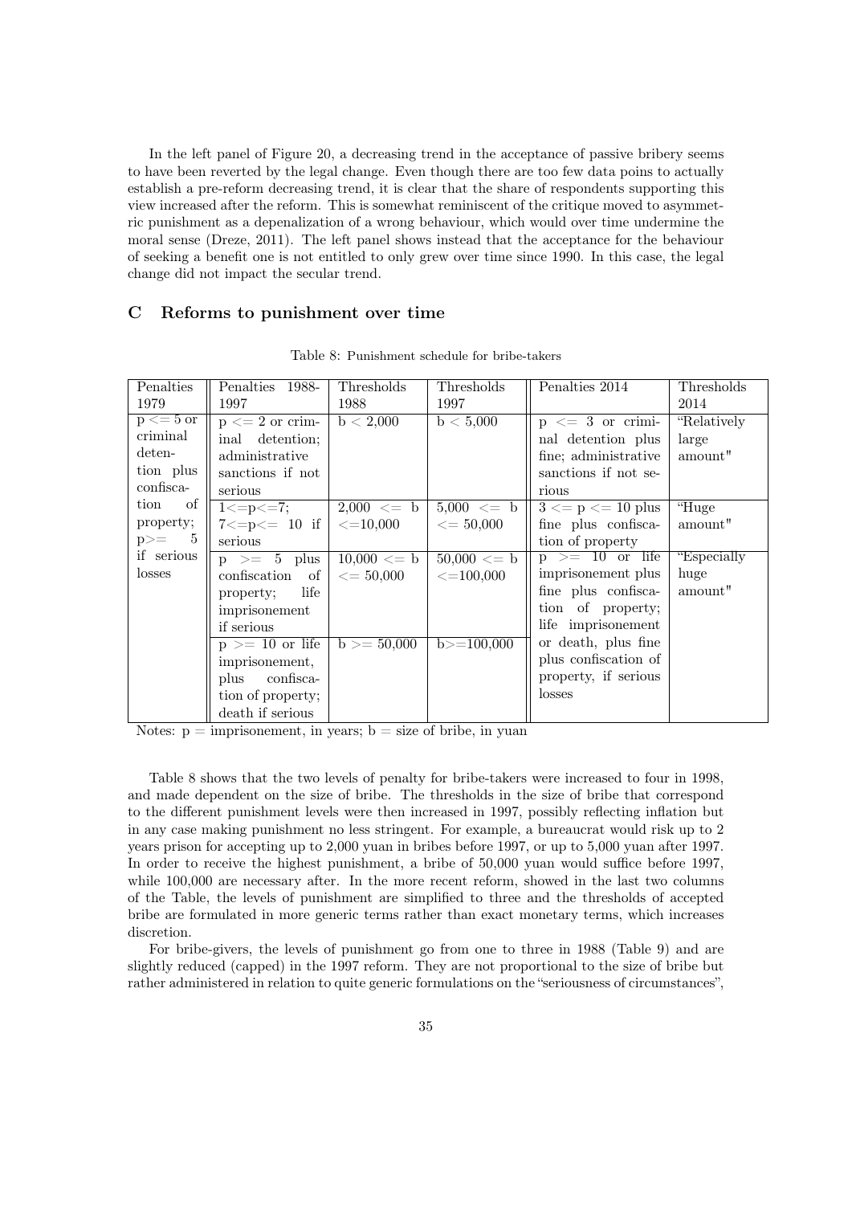In the left panel of Figure 20, a decreasing trend in the acceptance of passive bribery seems to have been reverted by the legal change. Even though there are too few data poins to actually establish a pre-reform decreasing trend, it is clear that the share of respondents supporting this view increased after the reform. This is somewhat reminiscent of the critique moved to asymmetric punishment as a depenalization of a wrong behaviour, which would over time undermine the moral sense (Dreze, 2011). The left panel shows instead that the acceptance for the behaviour of seeking a benefit one is not entitled to only grew over time since 1990. In this case, the legal change did not impact the secular trend.

## C Reforms to punishment over time

Table 8: Punishment schedule for bribe-takers

| Penalties 1979 | Penalties 1988-1997 | Thresholds 1988 | Thresholds 1997 | Penalties 2014 | Thresholds 2014 |
|---|---|---|---|---|---|
| $p <= 5$ or criminal detention plus confiscation of property; $p >= 5$ if serious losses | $p <= 2$ or criminal detention; administrative sanctions if not serious | $b < 2{,}000$ | $b < 5{,}000$ | $p <= 3$ or criminal detention plus fine; administrative sanctions if not serious | "Relatively large amount" |
| | $1 <= p <= 7$; $7 <= p <= 10$ if serious | $2{,}000 <= b <= 10{,}000$ | $5{,}000 <= b <= 50{,}000$ | $3 <= p <= 10$ plus fine plus confiscation of property | "Huge amount" |
| | $p >= 5$ plus confiscation of property; life imprisonement if serious | $10{,}000 <= b <= 50{,}000$ | $50{,}000 <= b <= 100{,}000$ | $p >= 10$ or life imprisonement plus fine plus confiscation of property; life imprisonement or death, plus fine plus confiscation of property, if serious losses | "Especially huge amount" |
| | $p >= 10$ or life imprisonement, plus confiscation of property; death if serious | $b >= 50{,}000$ | $b >= 100{,}000$ | | |

Notes: p = imprisonement, in years; b = size of bribe, in yuan

Table 8 shows that the two levels of penalty for bribe-takers were increased to four in 1998, and made dependent on the size of bribe. The thresholds in the size of bribe that correspond to the different punishment levels were then increased in 1997, possibly reflecting inflation but in any case making punishment no less stringent. For example, a bureaucrat would risk up to 2 years prison for accepting up to 2,000 yuan in bribes before 1997, or up to 5,000 yuan after 1997. In order to receive the highest punishment, a bribe of 50,000 yuan would suffice before 1997, while 100,000 are necessary after. In the more recent reform, showed in the last two columns of the Table, the levels of punishment are simplified to three and the thresholds of accepted bribe are formulated in more generic terms rather than exact monetary terms, which increases discretion.

For bribe-givers, the levels of punishment go from one to three in 1988 (Table 9) and are slightly reduced (capped) in the 1997 reform. They are not proportional to the size of bribe but rather administered in relation to quite generic formulations on the "seriousness of circumstances",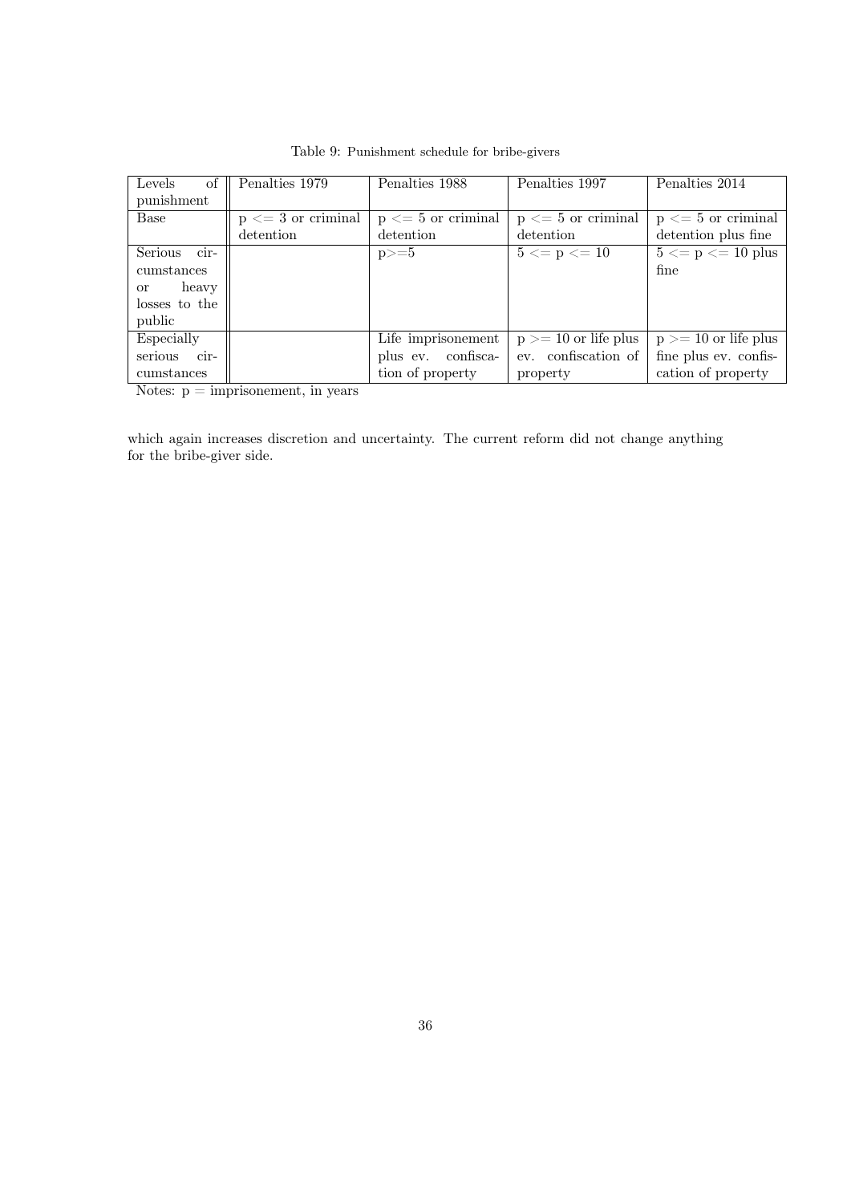Table 9: Punishment schedule for bribe-givers

| Levels of punishment | Penalties 1979 | Penalties 1988 | Penalties 1997 | Penalties 2014 |
|---|---|---|---|---|
| Base | p <= 3 or criminal detention | p <= 5 or criminal detention | p <= 5 or criminal detention | p <= 5 or criminal detention plus fine |
| Serious circumstances or heavy losses to the public | | p>=5 | 5 <= p <= 10 | 5 <= p <= 10 plus fine |
| Especially serious circumstances | | Life imprisonement plus ev. confiscation of property | p >= 10 or life plus ev. confiscation of property | p >= 10 or life plus fine plus ev. confiscation of property |

Notes: p = imprisonement, in years

which again increases discretion and uncertainty. The current reform did not change anything for the bribe-giver side.